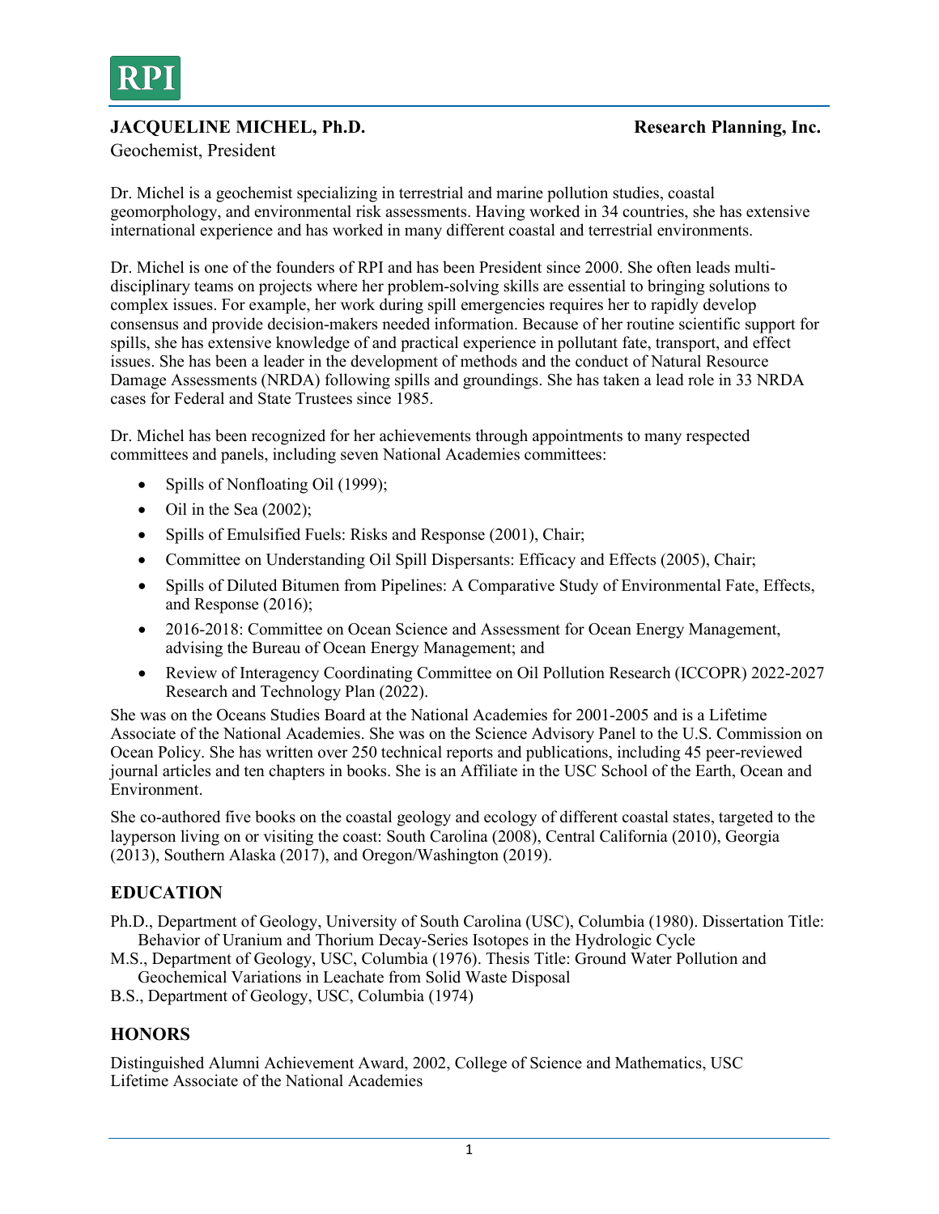RPI

**JACQUELINE MICHEL, Ph.D.** **Research Planning, Inc.**

Geochemist, President

Dr. Michel is a geochemist specializing in terrestrial and marine pollution studies, coastal geomorphology, and environmental risk assessments. Having worked in 34 countries, she has extensive international experience and has worked in many different coastal and terrestrial environments.

Dr. Michel is one of the founders of RPI and has been President since 2000. She often leads multi-disciplinary teams on projects where her problem-solving skills are essential to bringing solutions to complex issues. For example, her work during spill emergencies requires her to rapidly develop consensus and provide decision-makers needed information. Because of her routine scientific support for spills, she has extensive knowledge of and practical experience in pollutant fate, transport, and effect issues. She has been a leader in the development of methods and the conduct of Natural Resource Damage Assessments (NRDA) following spills and groundings. She has taken a lead role in 33 NRDA cases for Federal and State Trustees since 1985.

Dr. Michel has been recognized for her achievements through appointments to many respected committees and panels, including seven National Academies committees:

- Spills of Nonfloating Oil (1999);
- Oil in the Sea (2002);
- Spills of Emulsified Fuels: Risks and Response (2001), Chair;
- Committee on Understanding Oil Spill Dispersants: Efficacy and Effects (2005), Chair;
- Spills of Diluted Bitumen from Pipelines: A Comparative Study of Environmental Fate, Effects, and Response (2016);
- 2016-2018: Committee on Ocean Science and Assessment for Ocean Energy Management, advising the Bureau of Ocean Energy Management; and
- Review of Interagency Coordinating Committee on Oil Pollution Research (ICCOPR) 2022-2027 Research and Technology Plan (2022).

She was on the Oceans Studies Board at the National Academies for 2001-2005 and is a Lifetime Associate of the National Academies. She was on the Science Advisory Panel to the U.S. Commission on Ocean Policy. She has written over 250 technical reports and publications, including 45 peer-reviewed journal articles and ten chapters in books. She is an Affiliate in the USC School of the Earth, Ocean and Environment.

She co-authored five books on the coastal geology and ecology of different coastal states, targeted to the layperson living on or visiting the coast: South Carolina (2008), Central California (2010), Georgia (2013), Southern Alaska (2017), and Oregon/Washington (2019).

## EDUCATION

Ph.D., Department of Geology, University of South Carolina (USC), Columbia (1980). Dissertation Title: Behavior of Uranium and Thorium Decay-Series Isotopes in the Hydrologic Cycle

M.S., Department of Geology, USC, Columbia (1976). Thesis Title: Ground Water Pollution and Geochemical Variations in Leachate from Solid Waste Disposal

B.S., Department of Geology, USC, Columbia (1974)

## HONORS

Distinguished Alumni Achievement Award, 2002, College of Science and Mathematics, USC

Lifetime Associate of the National Academies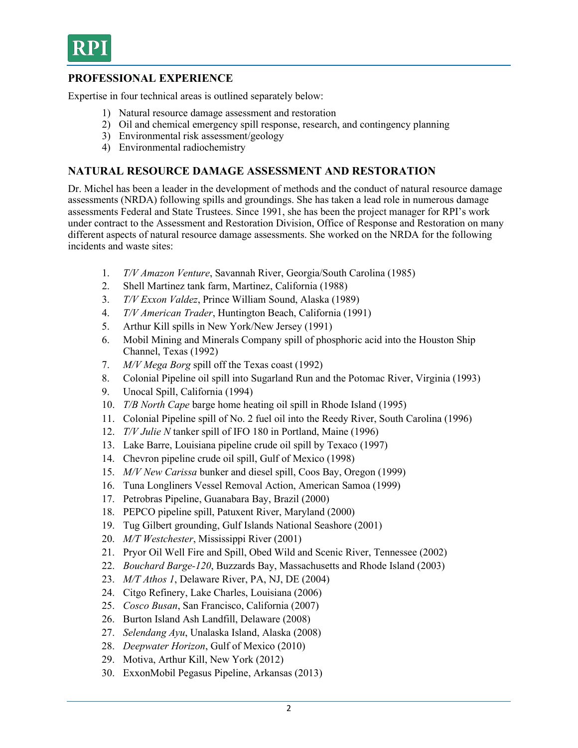## PROFESSIONAL EXPERIENCE

Expertise in four technical areas is outlined separately below:

1) Natural resource damage assessment and restoration
2) Oil and chemical emergency spill response, research, and contingency planning
3) Environmental risk assessment/geology
4) Environmental radiochemistry

## NATURAL RESOURCE DAMAGE ASSESSMENT AND RESTORATION

Dr. Michel has been a leader in the development of methods and the conduct of natural resource damage assessments (NRDA) following spills and groundings. She has taken a lead role in numerous damage assessments Federal and State Trustees. Since 1991, she has been the project manager for RPI's work under contract to the Assessment and Restoration Division, Office of Response and Restoration on many different aspects of natural resource damage assessments. She worked on the NRDA for the following incidents and waste sites:

1. *T/V Amazon Venture*, Savannah River, Georgia/South Carolina (1985)
2. Shell Martinez tank farm, Martinez, California (1988)
3. *T/V Exxon Valdez*, Prince William Sound, Alaska (1989)
4. *T/V American Trader*, Huntington Beach, California (1991)
5. Arthur Kill spills in New York/New Jersey (1991)
6. Mobil Mining and Minerals Company spill of phosphoric acid into the Houston Ship Channel, Texas (1992)
7. *M/V Mega Borg* spill off the Texas coast (1992)
8. Colonial Pipeline oil spill into Sugarland Run and the Potomac River, Virginia (1993)
9. Unocal Spill, California (1994)
10. *T/B North Cape* barge home heating oil spill in Rhode Island (1995)
11. Colonial Pipeline spill of No. 2 fuel oil into the Reedy River, South Carolina (1996)
12. *T/V Julie N* tanker spill of IFO 180 in Portland, Maine (1996)
13. Lake Barre, Louisiana pipeline crude oil spill by Texaco (1997)
14. Chevron pipeline crude oil spill, Gulf of Mexico (1998)
15. *M/V New Carissa* bunker and diesel spill, Coos Bay, Oregon (1999)
16. Tuna Longliners Vessel Removal Action, American Samoa (1999)
17. Petrobras Pipeline, Guanabara Bay, Brazil (2000)
18. PEPCO pipeline spill, Patuxent River, Maryland (2000)
19. Tug Gilbert grounding, Gulf Islands National Seashore (2001)
20. *M/T Westchester*, Mississippi River (2001)
21. Pryor Oil Well Fire and Spill, Obed Wild and Scenic River, Tennessee (2002)
22. *Bouchard Barge-120*, Buzzards Bay, Massachusetts and Rhode Island (2003)
23. *M/T Athos 1*, Delaware River, PA, NJ, DE (2004)
24. Citgo Refinery, Lake Charles, Louisiana (2006)
25. *Cosco Busan*, San Francisco, California (2007)
26. Burton Island Ash Landfill, Delaware (2008)
27. *Selendang Ayu*, Unalaska Island, Alaska (2008)
28. *Deepwater Horizon*, Gulf of Mexico (2010)
29. Motiva, Arthur Kill, New York (2012)
30. ExxonMobil Pegasus Pipeline, Arkansas (2013)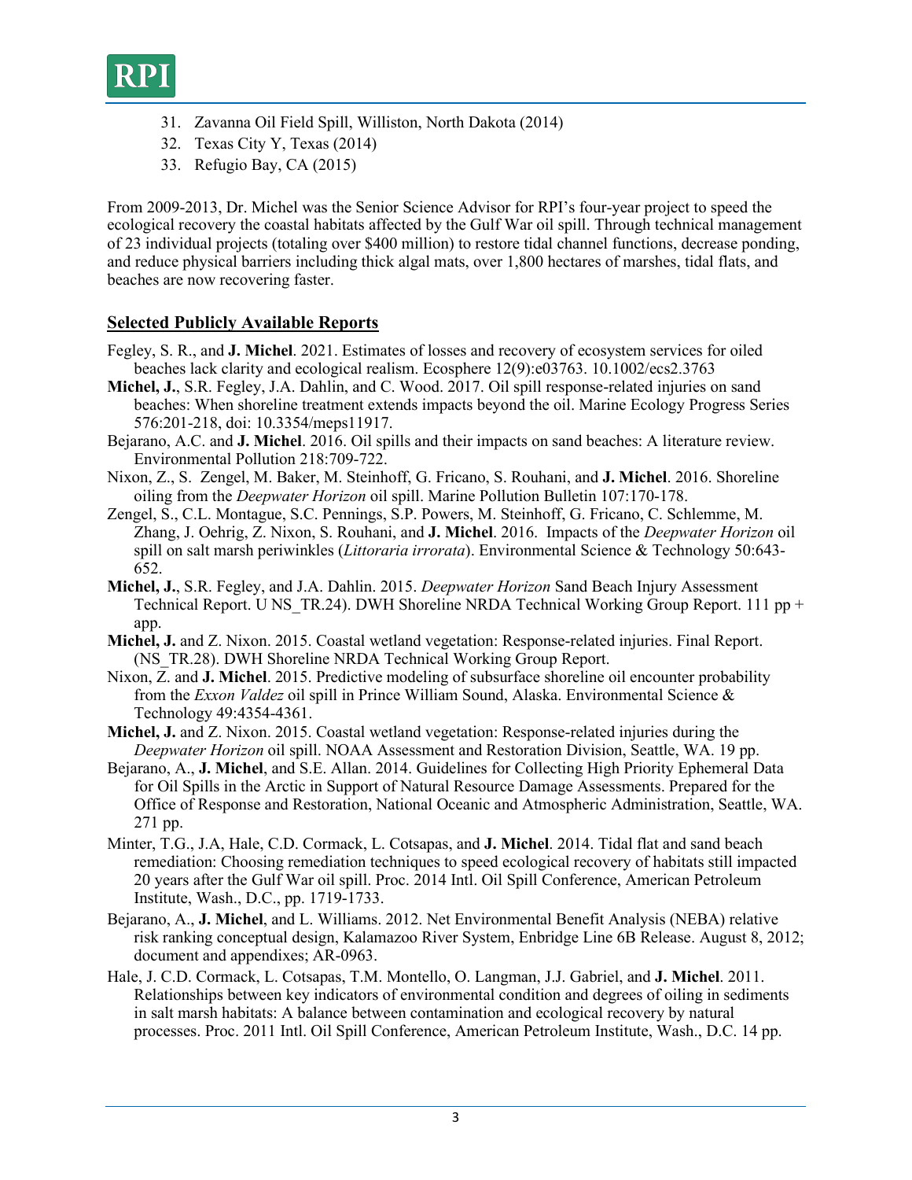31. Zavanna Oil Field Spill, Williston, North Dakota (2014)
32. Texas City Y, Texas (2014)
33. Refugio Bay, CA (2015)

From 2009-2013, Dr. Michel was the Senior Science Advisor for RPI's four-year project to speed the ecological recovery the coastal habitats affected by the Gulf War oil spill. Through technical management of 23 individual projects (totaling over $400 million) to restore tidal channel functions, decrease ponding, and reduce physical barriers including thick algal mats, over 1,800 hectares of marshes, tidal flats, and beaches are now recovering faster.

## Selected Publicly Available Reports

Fegley, S. R., and **J. Michel**. 2021. Estimates of losses and recovery of ecosystem services for oiled beaches lack clarity and ecological realism. Ecosphere 12(9):e03763. 10.1002/ecs2.3763

**Michel, J.**, S.R. Fegley, J.A. Dahlin, and C. Wood. 2017. Oil spill response-related injuries on sand beaches: When shoreline treatment extends impacts beyond the oil. Marine Ecology Progress Series 576:201-218, doi: 10.3354/meps11917.

Bejarano, A.C. and **J. Michel**. 2016. Oil spills and their impacts on sand beaches: A literature review. Environmental Pollution 218:709-722.

Nixon, Z., S. Zengel, M. Baker, M. Steinhoff, G. Fricano, S. Rouhani, and **J. Michel**. 2016. Shoreline oiling from the *Deepwater Horizon* oil spill. Marine Pollution Bulletin 107:170-178.

Zengel, S., C.L. Montague, S.C. Pennings, S.P. Powers, M. Steinhoff, G. Fricano, C. Schlemme, M. Zhang, J. Oehrig, Z. Nixon, S. Rouhani, and **J. Michel**. 2016. Impacts of the *Deepwater Horizon* oil spill on salt marsh periwinkles (*Littoraria irrorata*). Environmental Science & Technology 50:643-652.

**Michel, J.**, S.R. Fegley, and J.A. Dahlin. 2015. *Deepwater Horizon* Sand Beach Injury Assessment Technical Report. U NS_TR.24). DWH Shoreline NRDA Technical Working Group Report. 111 pp + app.

**Michel, J.** and Z. Nixon. 2015. Coastal wetland vegetation: Response-related injuries. Final Report. (NS_TR.28). DWH Shoreline NRDA Technical Working Group Report.

Nixon, Z. and **J. Michel**. 2015. Predictive modeling of subsurface shoreline oil encounter probability from the *Exxon Valdez* oil spill in Prince William Sound, Alaska. Environmental Science & Technology 49:4354-4361.

**Michel, J.** and Z. Nixon. 2015. Coastal wetland vegetation: Response-related injuries during the *Deepwater Horizon* oil spill. NOAA Assessment and Restoration Division, Seattle, WA. 19 pp.

Bejarano, A., **J. Michel**, and S.E. Allan. 2014. Guidelines for Collecting High Priority Ephemeral Data for Oil Spills in the Arctic in Support of Natural Resource Damage Assessments. Prepared for the Office of Response and Restoration, National Oceanic and Atmospheric Administration, Seattle, WA. 271 pp.

Minter, T.G., J.A, Hale, C.D. Cormack, L. Cotsapas, and **J. Michel**. 2014. Tidal flat and sand beach remediation: Choosing remediation techniques to speed ecological recovery of habitats still impacted 20 years after the Gulf War oil spill. Proc. 2014 Intl. Oil Spill Conference, American Petroleum Institute, Wash., D.C., pp. 1719-1733.

Bejarano, A., **J. Michel**, and L. Williams. 2012. Net Environmental Benefit Analysis (NEBA) relative risk ranking conceptual design, Kalamazoo River System, Enbridge Line 6B Release. August 8, 2012; document and appendixes; AR-0963.

Hale, J. C.D. Cormack, L. Cotsapas, T.M. Montello, O. Langman, J.J. Gabriel, and **J. Michel**. 2011. Relationships between key indicators of environmental condition and degrees of oiling in sediments in salt marsh habitats: A balance between contamination and ecological recovery by natural processes. Proc. 2011 Intl. Oil Spill Conference, American Petroleum Institute, Wash., D.C. 14 pp.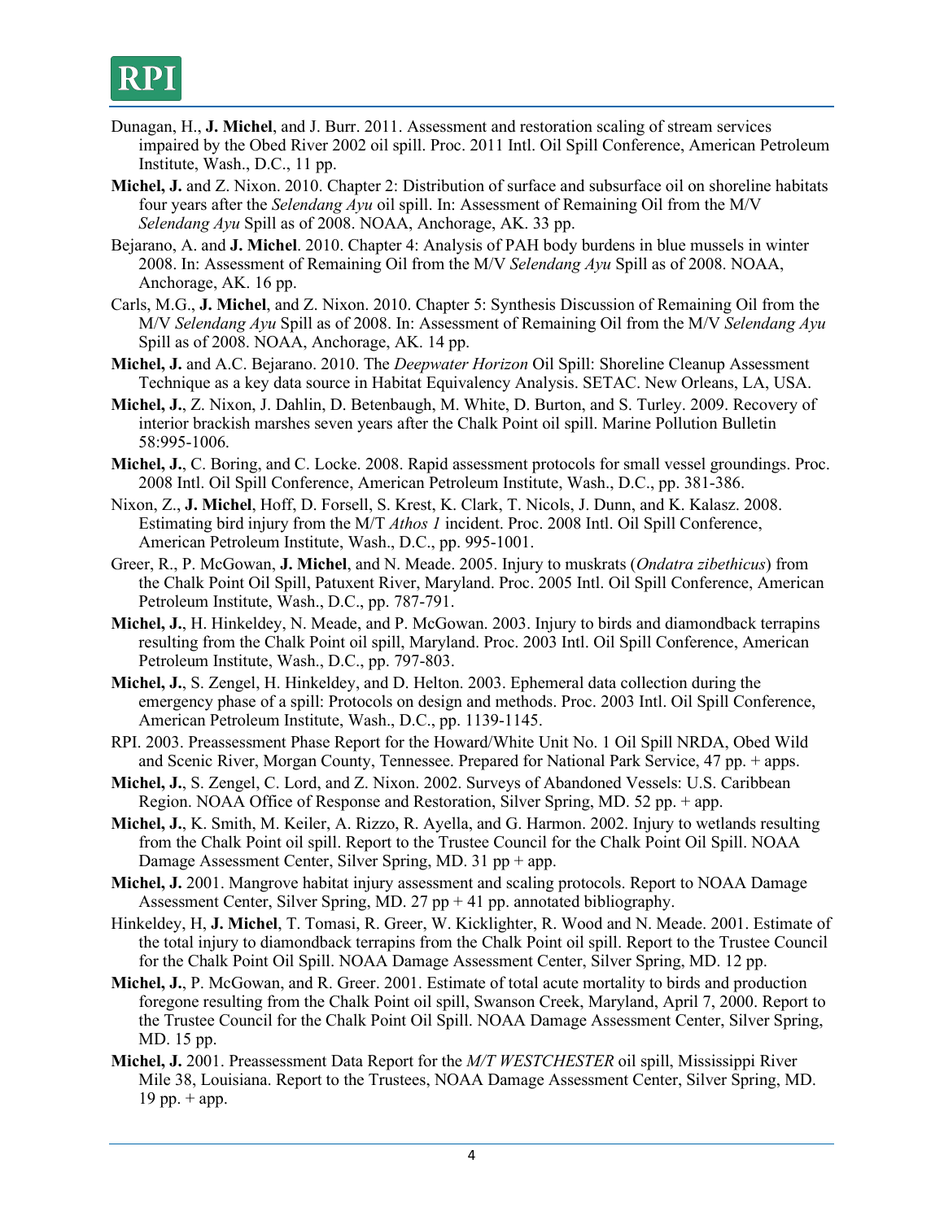Dunagan, H., **J. Michel**, and J. Burr. 2011. Assessment and restoration scaling of stream services impaired by the Obed River 2002 oil spill. Proc. 2011 Intl. Oil Spill Conference, American Petroleum Institute, Wash., D.C., 11 pp.

**Michel, J.** and Z. Nixon. 2010. Chapter 2: Distribution of surface and subsurface oil on shoreline habitats four years after the *Selendang Ayu* oil spill. In: Assessment of Remaining Oil from the M/V *Selendang Ayu* Spill as of 2008. NOAA, Anchorage, AK. 33 pp.

Bejarano, A. and **J. Michel**. 2010. Chapter 4: Analysis of PAH body burdens in blue mussels in winter 2008. In: Assessment of Remaining Oil from the M/V *Selendang Ayu* Spill as of 2008. NOAA, Anchorage, AK. 16 pp.

Carls, M.G., **J. Michel**, and Z. Nixon. 2010. Chapter 5: Synthesis Discussion of Remaining Oil from the M/V *Selendang Ayu* Spill as of 2008. In: Assessment of Remaining Oil from the M/V *Selendang Ayu* Spill as of 2008. NOAA, Anchorage, AK. 14 pp.

**Michel, J.** and A.C. Bejarano. 2010. The *Deepwater Horizon* Oil Spill: Shoreline Cleanup Assessment Technique as a key data source in Habitat Equivalency Analysis. SETAC. New Orleans, LA, USA.

**Michel, J.**, Z. Nixon, J. Dahlin, D. Betenbaugh, M. White, D. Burton, and S. Turley. 2009. Recovery of interior brackish marshes seven years after the Chalk Point oil spill. Marine Pollution Bulletin 58:995-1006.

**Michel, J.**, C. Boring, and C. Locke. 2008. Rapid assessment protocols for small vessel groundings. Proc. 2008 Intl. Oil Spill Conference, American Petroleum Institute, Wash., D.C., pp. 381-386.

Nixon, Z., **J. Michel**, Hoff, D. Forsell, S. Krest, K. Clark, T. Nicols, J. Dunn, and K. Kalasz. 2008. Estimating bird injury from the M/T *Athos 1* incident. Proc. 2008 Intl. Oil Spill Conference, American Petroleum Institute, Wash., D.C., pp. 995-1001.

Greer, R., P. McGowan, **J. Michel**, and N. Meade. 2005. Injury to muskrats (*Ondatra zibethicus*) from the Chalk Point Oil Spill, Patuxent River, Maryland. Proc. 2005 Intl. Oil Spill Conference, American Petroleum Institute, Wash., D.C., pp. 787-791.

**Michel, J.**, H. Hinkeldey, N. Meade, and P. McGowan. 2003. Injury to birds and diamondback terrapins resulting from the Chalk Point oil spill, Maryland. Proc. 2003 Intl. Oil Spill Conference, American Petroleum Institute, Wash., D.C., pp. 797-803.

**Michel, J.**, S. Zengel, H. Hinkeldey, and D. Helton. 2003. Ephemeral data collection during the emergency phase of a spill: Protocols on design and methods. Proc. 2003 Intl. Oil Spill Conference, American Petroleum Institute, Wash., D.C., pp. 1139-1145.

RPI. 2003. Preassessment Phase Report for the Howard/White Unit No. 1 Oil Spill NRDA, Obed Wild and Scenic River, Morgan County, Tennessee. Prepared for National Park Service, 47 pp. + apps.

**Michel, J.**, S. Zengel, C. Lord, and Z. Nixon. 2002. Surveys of Abandoned Vessels: U.S. Caribbean Region. NOAA Office of Response and Restoration, Silver Spring, MD. 52 pp. + app.

**Michel, J.**, K. Smith, M. Keiler, A. Rizzo, R. Ayella, and G. Harmon. 2002. Injury to wetlands resulting from the Chalk Point oil spill. Report to the Trustee Council for the Chalk Point Oil Spill. NOAA Damage Assessment Center, Silver Spring, MD. 31 pp + app.

**Michel, J.** 2001. Mangrove habitat injury assessment and scaling protocols. Report to NOAA Damage Assessment Center, Silver Spring, MD. 27 pp + 41 pp. annotated bibliography.

Hinkeldey, H, **J. Michel**, T. Tomasi, R. Greer, W. Kicklighter, R. Wood and N. Meade. 2001. Estimate of the total injury to diamondback terrapins from the Chalk Point oil spill. Report to the Trustee Council for the Chalk Point Oil Spill. NOAA Damage Assessment Center, Silver Spring, MD. 12 pp.

**Michel, J.**, P. McGowan, and R. Greer. 2001. Estimate of total acute mortality to birds and production foregone resulting from the Chalk Point oil spill, Swanson Creek, Maryland, April 7, 2000. Report to the Trustee Council for the Chalk Point Oil Spill. NOAA Damage Assessment Center, Silver Spring, MD. 15 pp.

**Michel, J.** 2001. Preassessment Data Report for the *M/T WESTCHESTER* oil spill, Mississippi River Mile 38, Louisiana. Report to the Trustees, NOAA Damage Assessment Center, Silver Spring, MD. 19 pp. + app.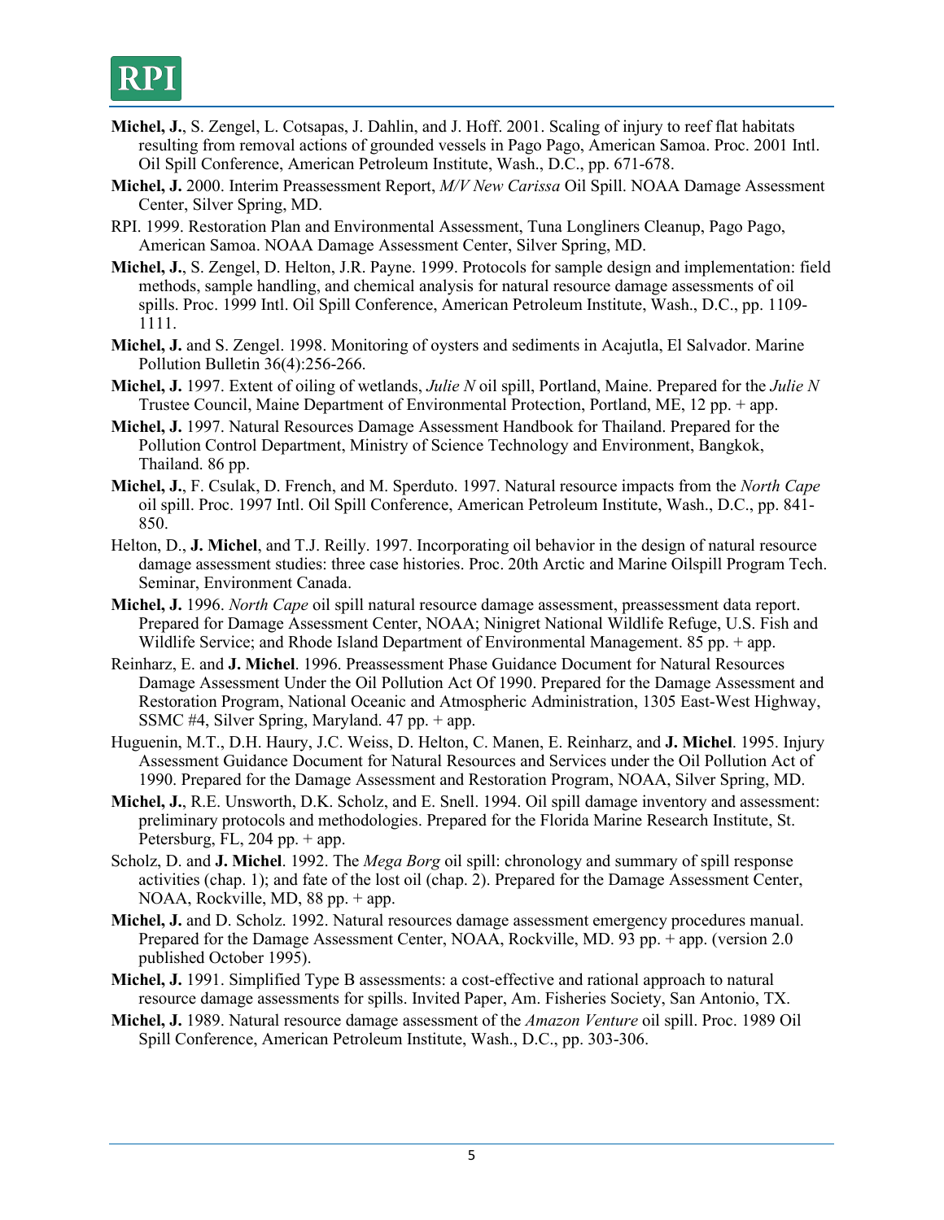**Michel, J.**, S. Zengel, L. Cotsapas, J. Dahlin, and J. Hoff. 2001. Scaling of injury to reef flat habitats resulting from removal actions of grounded vessels in Pago Pago, American Samoa. Proc. 2001 Intl. Oil Spill Conference, American Petroleum Institute, Wash., D.C., pp. 671-678.

**Michel, J.** 2000. Interim Preassessment Report, *M/V New Carissa* Oil Spill. NOAA Damage Assessment Center, Silver Spring, MD.

RPI. 1999. Restoration Plan and Environmental Assessment, Tuna Longliners Cleanup, Pago Pago, American Samoa. NOAA Damage Assessment Center, Silver Spring, MD.

**Michel, J.**, S. Zengel, D. Helton, J.R. Payne. 1999. Protocols for sample design and implementation: field methods, sample handling, and chemical analysis for natural resource damage assessments of oil spills. Proc. 1999 Intl. Oil Spill Conference, American Petroleum Institute, Wash., D.C., pp. 1109-1111.

**Michel, J.** and S. Zengel. 1998. Monitoring of oysters and sediments in Acajutla, El Salvador. Marine Pollution Bulletin 36(4):256-266.

**Michel, J.** 1997. Extent of oiling of wetlands, *Julie N* oil spill, Portland, Maine. Prepared for the *Julie N* Trustee Council, Maine Department of Environmental Protection, Portland, ME, 12 pp. + app.

**Michel, J.** 1997. Natural Resources Damage Assessment Handbook for Thailand. Prepared for the Pollution Control Department, Ministry of Science Technology and Environment, Bangkok, Thailand. 86 pp.

**Michel, J.**, F. Csulak, D. French, and M. Sperduto. 1997. Natural resource impacts from the *North Cape* oil spill. Proc. 1997 Intl. Oil Spill Conference, American Petroleum Institute, Wash., D.C., pp. 841-850.

Helton, D., **J. Michel**, and T.J. Reilly. 1997. Incorporating oil behavior in the design of natural resource damage assessment studies: three case histories. Proc. 20th Arctic and Marine Oilspill Program Tech. Seminar, Environment Canada.

**Michel, J.** 1996. *North Cape* oil spill natural resource damage assessment, preassessment data report. Prepared for Damage Assessment Center, NOAA; Ninigret National Wildlife Refuge, U.S. Fish and Wildlife Service; and Rhode Island Department of Environmental Management. 85 pp. + app.

Reinharz, E. and **J. Michel**. 1996. Preassessment Phase Guidance Document for Natural Resources Damage Assessment Under the Oil Pollution Act Of 1990. Prepared for the Damage Assessment and Restoration Program, National Oceanic and Atmospheric Administration, 1305 East-West Highway, SSMC #4, Silver Spring, Maryland. 47 pp. + app.

Huguenin, M.T., D.H. Haury, J.C. Weiss, D. Helton, C. Manen, E. Reinharz, and **J. Michel**. 1995. Injury Assessment Guidance Document for Natural Resources and Services under the Oil Pollution Act of 1990. Prepared for the Damage Assessment and Restoration Program, NOAA, Silver Spring, MD.

**Michel, J.**, R.E. Unsworth, D.K. Scholz, and E. Snell. 1994. Oil spill damage inventory and assessment: preliminary protocols and methodologies. Prepared for the Florida Marine Research Institute, St. Petersburg, FL, 204 pp. + app.

Scholz, D. and **J. Michel**. 1992. The *Mega Borg* oil spill: chronology and summary of spill response activities (chap. 1); and fate of the lost oil (chap. 2). Prepared for the Damage Assessment Center, NOAA, Rockville, MD, 88 pp. + app.

**Michel, J.** and D. Scholz. 1992. Natural resources damage assessment emergency procedures manual. Prepared for the Damage Assessment Center, NOAA, Rockville, MD. 93 pp. + app. (version 2.0 published October 1995).

**Michel, J.** 1991. Simplified Type B assessments: a cost-effective and rational approach to natural resource damage assessments for spills. Invited Paper, Am. Fisheries Society, San Antonio, TX.

**Michel, J.** 1989. Natural resource damage assessment of the *Amazon Venture* oil spill. Proc. 1989 Oil Spill Conference, American Petroleum Institute, Wash., D.C., pp. 303-306.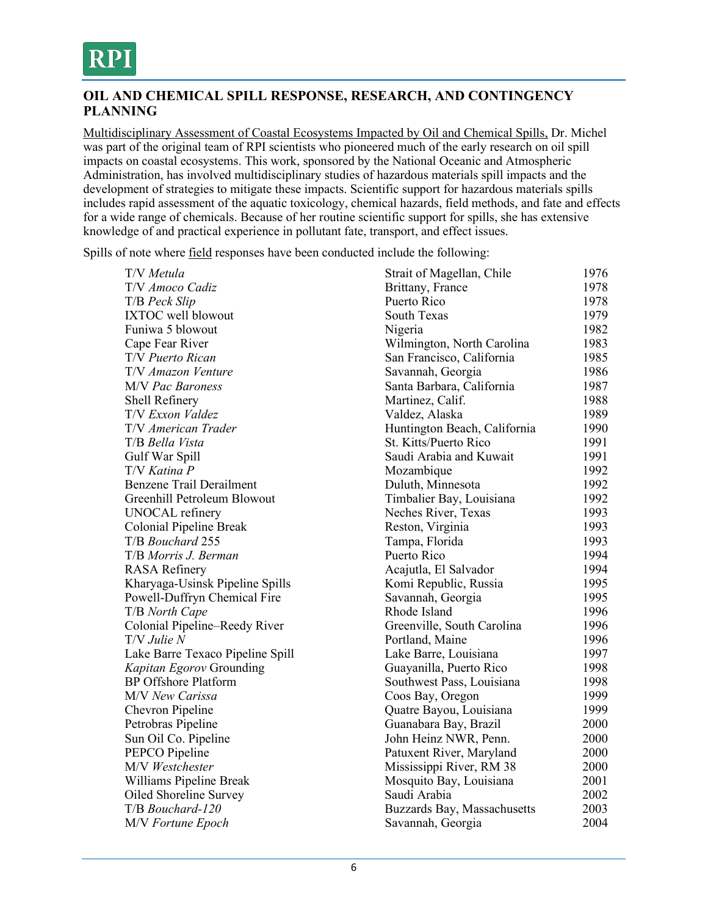## OIL AND CHEMICAL SPILL RESPONSE, RESEARCH, AND CONTINGENCY PLANNING

Multidisciplinary Assessment of Coastal Ecosystems Impacted by Oil and Chemical Spills, Dr. Michel was part of the original team of RPI scientists who pioneered much of the early research on oil spill impacts on coastal ecosystems. This work, sponsored by the National Oceanic and Atmospheric Administration, has involved multidisciplinary studies of hazardous materials spill impacts and the development of strategies to mitigate these impacts. Scientific support for hazardous materials spills includes rapid assessment of the aquatic toxicology, chemical hazards, field methods, and fate and effects for a wide range of chemicals. Because of her routine scientific support for spills, she has extensive knowledge of and practical experience in pollutant fate, transport, and effect issues.

Spills of note where field responses have been conducted include the following:

| | | |
|---|---|---|
| T/V *Metula* | Strait of Magellan, Chile | 1976 |
| T/V *Amoco Cadiz* | Brittany, France | 1978 |
| T/B *Peck Slip* | Puerto Rico | 1978 |
| IXTOC well blowout | South Texas | 1979 |
| Funiwa 5 blowout | Nigeria | 1982 |
| Cape Fear River | Wilmington, North Carolina | 1983 |
| T/V *Puerto Rican* | San Francisco, California | 1985 |
| T/V *Amazon Venture* | Savannah, Georgia | 1986 |
| M/V *Pac Baroness* | Santa Barbara, California | 1987 |
| Shell Refinery | Martinez, Calif. | 1988 |
| T/V *Exxon Valdez* | Valdez, Alaska | 1989 |
| T/V *American Trader* | Huntington Beach, California | 1990 |
| T/B *Bella Vista* | St. Kitts/Puerto Rico | 1991 |
| Gulf War Spill | Saudi Arabia and Kuwait | 1991 |
| T/V *Katina P* | Mozambique | 1992 |
| Benzene Trail Derailment | Duluth, Minnesota | 1992 |
| Greenhill Petroleum Blowout | Timbalier Bay, Louisiana | 1992 |
| UNOCAL refinery | Neches River, Texas | 1993 |
| Colonial Pipeline Break | Reston, Virginia | 1993 |
| T/B *Bouchard* 255 | Tampa, Florida | 1993 |
| T/B *Morris J. Berman* | Puerto Rico | 1994 |
| RASA Refinery | Acajutla, El Salvador | 1994 |
| Kharyaga-Usinsk Pipeline Spills | Komi Republic, Russia | 1995 |
| Powell-Duffryn Chemical Fire | Savannah, Georgia | 1995 |
| T/B *North Cape* | Rhode Island | 1996 |
| Colonial Pipeline–Reedy River | Greenville, South Carolina | 1996 |
| T/V *Julie N* | Portland, Maine | 1996 |
| Lake Barre Texaco Pipeline Spill | Lake Barre, Louisiana | 1997 |
| *Kapitan Egorov* Grounding | Guayanilla, Puerto Rico | 1998 |
| BP Offshore Platform | Southwest Pass, Louisiana | 1998 |
| M/V *New Carissa* | Coos Bay, Oregon | 1999 |
| Chevron Pipeline | Quatre Bayou, Louisiana | 1999 |
| Petrobras Pipeline | Guanabara Bay, Brazil | 2000 |
| Sun Oil Co. Pipeline | John Heinz NWR, Penn. | 2000 |
| PEPCO Pipeline | Patuxent River, Maryland | 2000 |
| M/V *Westchester* | Mississippi River, RM 38 | 2000 |
| Williams Pipeline Break | Mosquito Bay, Louisiana | 2001 |
| Oiled Shoreline Survey | Saudi Arabia | 2002 |
| T/B *Bouchard-120* | Buzzards Bay, Massachusetts | 2003 |
| M/V *Fortune Epoch* | Savannah, Georgia | 2004 |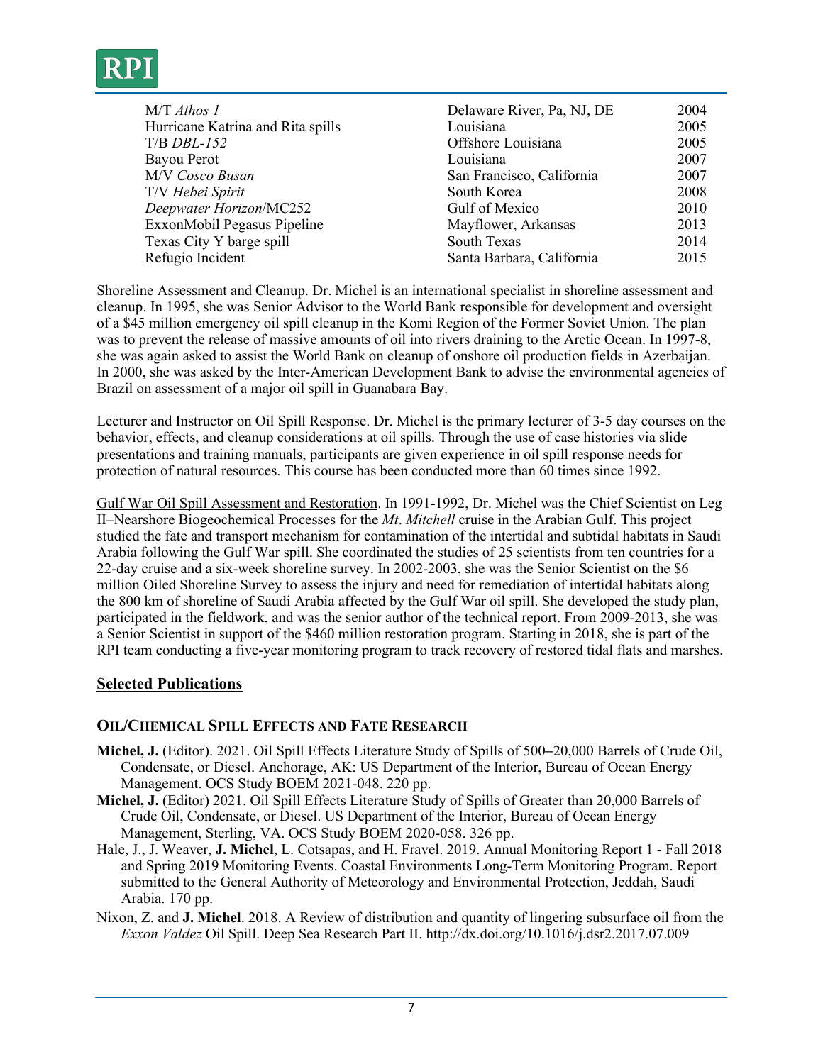| | | |
|---|---|---|
| M/T *Athos 1* | Delaware River, Pa, NJ, DE | 2004 |
| Hurricane Katrina and Rita spills | Louisiana | 2005 |
| T/B *DBL-152* | Offshore Louisiana | 2005 |
| Bayou Perot | Louisiana | 2007 |
| M/V *Cosco Busan* | San Francisco, California | 2007 |
| T/V *Hebei Spirit* | South Korea | 2008 |
| *Deepwater Horizon*/MC252 | Gulf of Mexico | 2010 |
| ExxonMobil Pegasus Pipeline | Mayflower, Arkansas | 2013 |
| Texas City Y barge spill | South Texas | 2014 |
| Refugio Incident | Santa Barbara, California | 2015 |

Shoreline Assessment and Cleanup. Dr. Michel is an international specialist in shoreline assessment and cleanup. In 1995, she was Senior Advisor to the World Bank responsible for development and oversight of a $45 million emergency oil spill cleanup in the Komi Region of the Former Soviet Union. The plan was to prevent the release of massive amounts of oil into rivers draining to the Arctic Ocean. In 1997-8, she was again asked to assist the World Bank on cleanup of onshore oil production fields in Azerbaijan. In 2000, she was asked by the Inter-American Development Bank to advise the environmental agencies of Brazil on assessment of a major oil spill in Guanabara Bay.

Lecturer and Instructor on Oil Spill Response. Dr. Michel is the primary lecturer of 3-5 day courses on the behavior, effects, and cleanup considerations at oil spills. Through the use of case histories via slide presentations and training manuals, participants are given experience in oil spill response needs for protection of natural resources. This course has been conducted more than 60 times since 1992.

Gulf War Oil Spill Assessment and Restoration. In 1991-1992, Dr. Michel was the Chief Scientist on Leg II–Nearshore Biogeochemical Processes for the *Mt. Mitchell* cruise in the Arabian Gulf. This project studied the fate and transport mechanism for contamination of the intertidal and subtidal habitats in Saudi Arabia following the Gulf War spill. She coordinated the studies of 25 scientists from ten countries for a 22-day cruise and a six-week shoreline survey. In 2002-2003, she was the Senior Scientist on the $6 million Oiled Shoreline Survey to assess the injury and need for remediation of intertidal habitats along the 800 km of shoreline of Saudi Arabia affected by the Gulf War oil spill. She developed the study plan, participated in the fieldwork, and was the senior author of the technical report. From 2009-2013, she was a Senior Scientist in support of the $460 million restoration program. Starting in 2018, she is part of the RPI team conducting a five-year monitoring program to track recovery of restored tidal flats and marshes.

## Selected Publications

### OIL/CHEMICAL SPILL EFFECTS AND FATE RESEARCH

**Michel, J.** (Editor). 2021. Oil Spill Effects Literature Study of Spills of 500–20,000 Barrels of Crude Oil, Condensate, or Diesel. Anchorage, AK: US Department of the Interior, Bureau of Ocean Energy Management. OCS Study BOEM 2021-048. 220 pp.

**Michel, J.** (Editor) 2021. Oil Spill Effects Literature Study of Spills of Greater than 20,000 Barrels of Crude Oil, Condensate, or Diesel. US Department of the Interior, Bureau of Ocean Energy Management, Sterling, VA. OCS Study BOEM 2020-058. 326 pp.

Hale, J., J. Weaver, **J. Michel**, L. Cotsapas, and H. Fravel. 2019. Annual Monitoring Report 1 - Fall 2018 and Spring 2019 Monitoring Events. Coastal Environments Long-Term Monitoring Program. Report submitted to the General Authority of Meteorology and Environmental Protection, Jeddah, Saudi Arabia. 170 pp.

Nixon, Z. and **J. Michel**. 2018. A Review of distribution and quantity of lingering subsurface oil from the *Exxon Valdez* Oil Spill. Deep Sea Research Part II. http://dx.doi.org/10.1016/j.dsr2.2017.07.009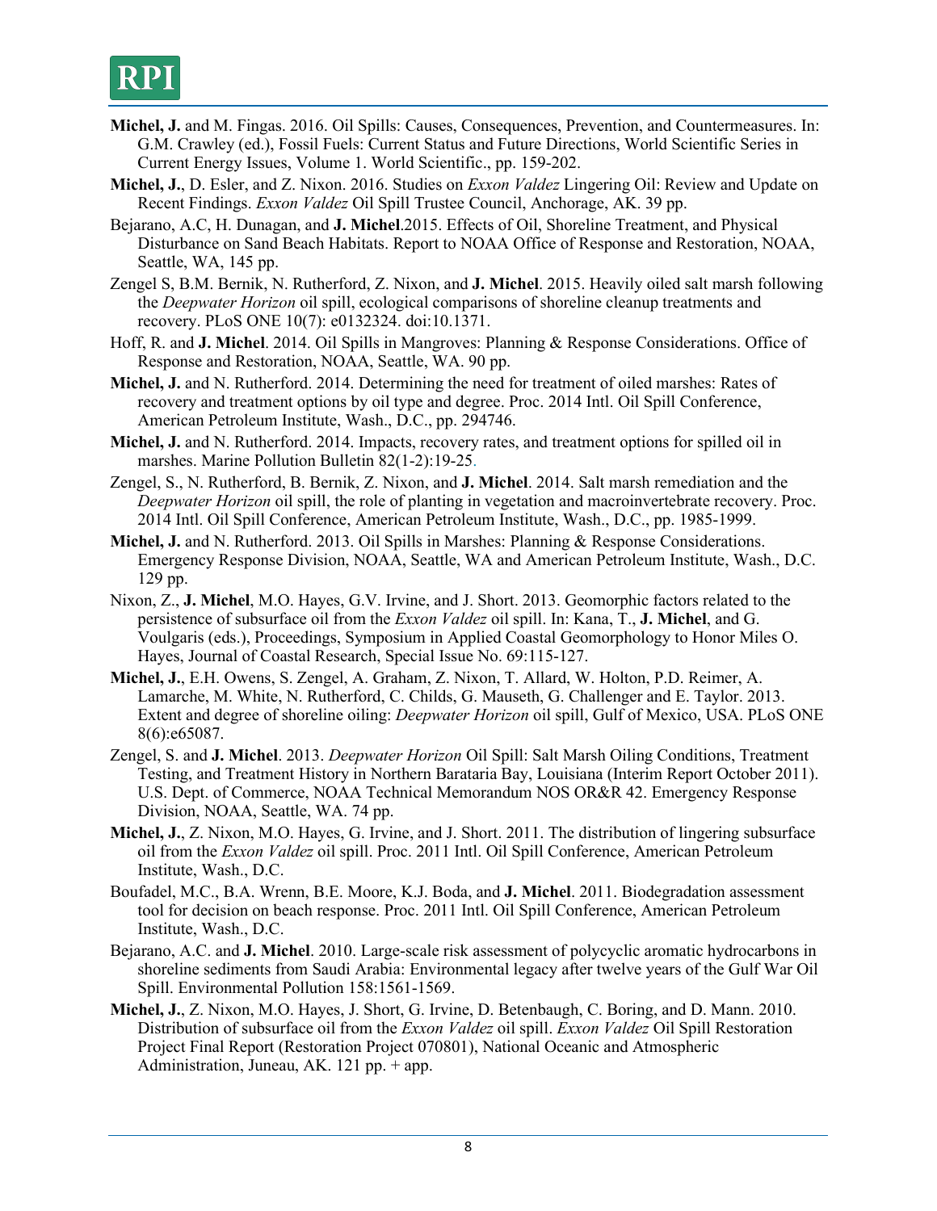**Michel, J.** and M. Fingas. 2016. Oil Spills: Causes, Consequences, Prevention, and Countermeasures. In: G.M. Crawley (ed.), Fossil Fuels: Current Status and Future Directions, World Scientific Series in Current Energy Issues, Volume 1. World Scientific., pp. 159-202.

**Michel, J.**, D. Esler, and Z. Nixon. 2016. Studies on *Exxon Valdez* Lingering Oil: Review and Update on Recent Findings. *Exxon Valdez* Oil Spill Trustee Council, Anchorage, AK. 39 pp.

Bejarano, A.C, H. Dunagan, and **J. Michel**.2015. Effects of Oil, Shoreline Treatment, and Physical Disturbance on Sand Beach Habitats. Report to NOAA Office of Response and Restoration, NOAA, Seattle, WA, 145 pp.

Zengel S, B.M. Bernik, N. Rutherford, Z. Nixon, and **J. Michel**. 2015. Heavily oiled salt marsh following the *Deepwater Horizon* oil spill, ecological comparisons of shoreline cleanup treatments and recovery. PLoS ONE 10(7): e0132324. doi:10.1371.

Hoff, R. and **J. Michel**. 2014. Oil Spills in Mangroves: Planning & Response Considerations. Office of Response and Restoration, NOAA, Seattle, WA. 90 pp.

**Michel, J.** and N. Rutherford. 2014. Determining the need for treatment of oiled marshes: Rates of recovery and treatment options by oil type and degree. Proc. 2014 Intl. Oil Spill Conference, American Petroleum Institute, Wash., D.C., pp. 294746.

**Michel, J.** and N. Rutherford. 2014. Impacts, recovery rates, and treatment options for spilled oil in marshes. Marine Pollution Bulletin 82(1-2):19-25.

Zengel, S., N. Rutherford, B. Bernik, Z. Nixon, and **J. Michel**. 2014. Salt marsh remediation and the *Deepwater Horizon* oil spill, the role of planting in vegetation and macroinvertebrate recovery. Proc. 2014 Intl. Oil Spill Conference, American Petroleum Institute, Wash., D.C., pp. 1985-1999.

**Michel, J.** and N. Rutherford. 2013. Oil Spills in Marshes: Planning & Response Considerations. Emergency Response Division, NOAA, Seattle, WA and American Petroleum Institute, Wash., D.C. 129 pp.

Nixon, Z., **J. Michel**, M.O. Hayes, G.V. Irvine, and J. Short. 2013. Geomorphic factors related to the persistence of subsurface oil from the *Exxon Valdez* oil spill. In: Kana, T., **J. Michel**, and G. Voulgaris (eds.), Proceedings, Symposium in Applied Coastal Geomorphology to Honor Miles O. Hayes, Journal of Coastal Research, Special Issue No. 69:115-127.

**Michel, J.**, E.H. Owens, S. Zengel, A. Graham, Z. Nixon, T. Allard, W. Holton, P.D. Reimer, A. Lamarche, M. White, N. Rutherford, C. Childs, G. Mauseth, G. Challenger and E. Taylor. 2013. Extent and degree of shoreline oiling: *Deepwater Horizon* oil spill, Gulf of Mexico, USA. PLoS ONE 8(6):e65087.

Zengel, S. and **J. Michel**. 2013. *Deepwater Horizon* Oil Spill: Salt Marsh Oiling Conditions, Treatment Testing, and Treatment History in Northern Barataria Bay, Louisiana (Interim Report October 2011). U.S. Dept. of Commerce, NOAA Technical Memorandum NOS OR&R 42. Emergency Response Division, NOAA, Seattle, WA. 74 pp.

**Michel, J.**, Z. Nixon, M.O. Hayes, G. Irvine, and J. Short. 2011. The distribution of lingering subsurface oil from the *Exxon Valdez* oil spill. Proc. 2011 Intl. Oil Spill Conference, American Petroleum Institute, Wash., D.C.

Boufadel, M.C., B.A. Wrenn, B.E. Moore, K.J. Boda, and **J. Michel**. 2011. Biodegradation assessment tool for decision on beach response. Proc. 2011 Intl. Oil Spill Conference, American Petroleum Institute, Wash., D.C.

Bejarano, A.C. and **J. Michel**. 2010. Large-scale risk assessment of polycyclic aromatic hydrocarbons in shoreline sediments from Saudi Arabia: Environmental legacy after twelve years of the Gulf War Oil Spill. Environmental Pollution 158:1561-1569.

**Michel, J.**, Z. Nixon, M.O. Hayes, J. Short, G. Irvine, D. Betenbaugh, C. Boring, and D. Mann. 2010. Distribution of subsurface oil from the *Exxon Valdez* oil spill. *Exxon Valdez* Oil Spill Restoration Project Final Report (Restoration Project 070801), National Oceanic and Atmospheric Administration, Juneau, AK. 121 pp. + app.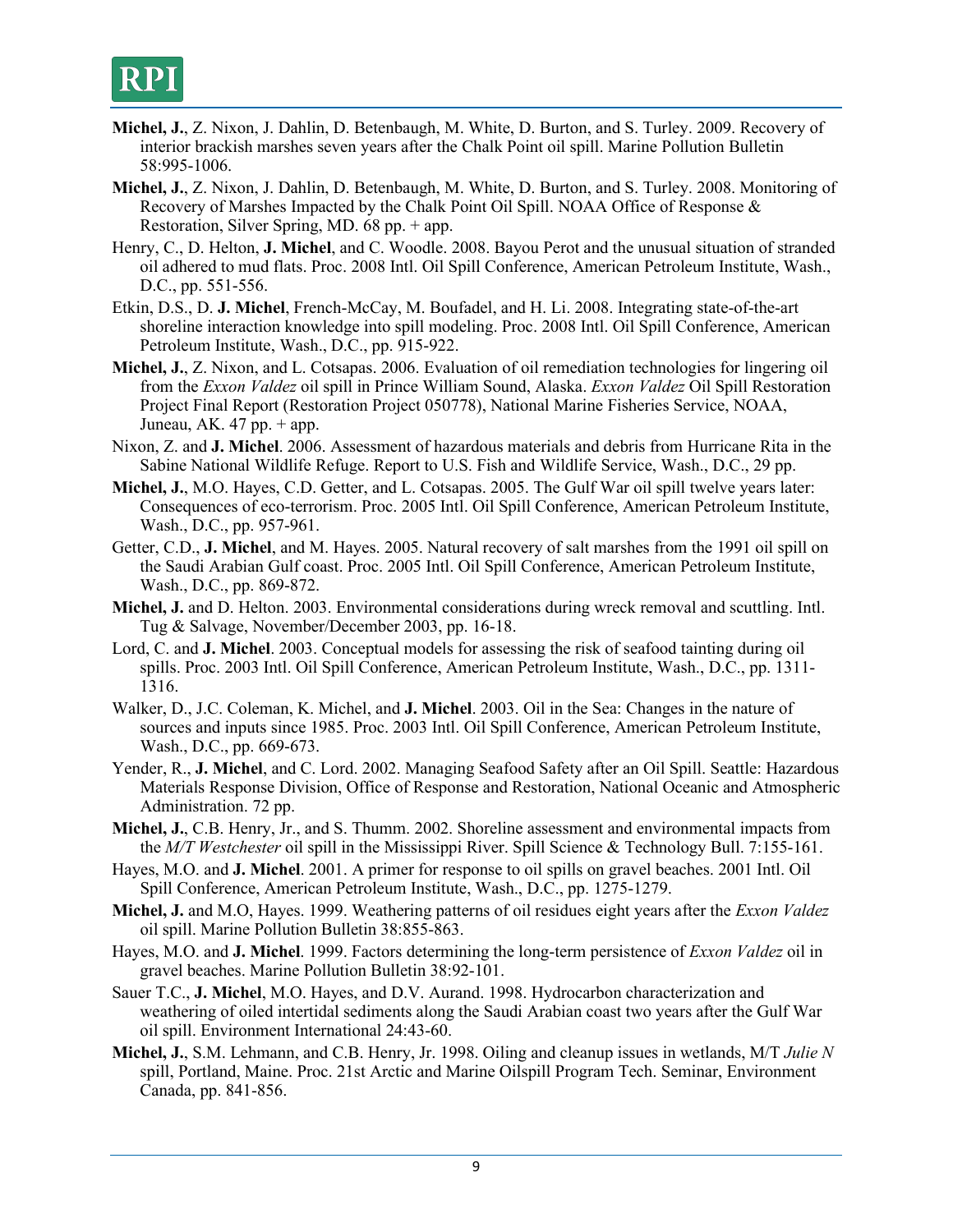**Michel, J.**, Z. Nixon, J. Dahlin, D. Betenbaugh, M. White, D. Burton, and S. Turley. 2009. Recovery of interior brackish marshes seven years after the Chalk Point oil spill. Marine Pollution Bulletin 58:995-1006.

**Michel, J.**, Z. Nixon, J. Dahlin, D. Betenbaugh, M. White, D. Burton, and S. Turley. 2008. Monitoring of Recovery of Marshes Impacted by the Chalk Point Oil Spill. NOAA Office of Response & Restoration, Silver Spring, MD. 68 pp. + app.

Henry, C., D. Helton, **J. Michel**, and C. Woodle. 2008. Bayou Perot and the unusual situation of stranded oil adhered to mud flats. Proc. 2008 Intl. Oil Spill Conference, American Petroleum Institute, Wash., D.C., pp. 551-556.

Etkin, D.S., D. **J. Michel**, French-McCay, M. Boufadel, and H. Li. 2008. Integrating state-of-the-art shoreline interaction knowledge into spill modeling. Proc. 2008 Intl. Oil Spill Conference, American Petroleum Institute, Wash., D.C., pp. 915-922.

**Michel, J.**, Z. Nixon, and L. Cotsapas. 2006. Evaluation of oil remediation technologies for lingering oil from the *Exxon Valdez* oil spill in Prince William Sound, Alaska. *Exxon Valdez* Oil Spill Restoration Project Final Report (Restoration Project 050778), National Marine Fisheries Service, NOAA, Juneau, AK. 47 pp. + app.

Nixon, Z. and **J. Michel**. 2006. Assessment of hazardous materials and debris from Hurricane Rita in the Sabine National Wildlife Refuge. Report to U.S. Fish and Wildlife Service, Wash., D.C., 29 pp.

**Michel, J.**, M.O. Hayes, C.D. Getter, and L. Cotsapas. 2005. The Gulf War oil spill twelve years later: Consequences of eco-terrorism. Proc. 2005 Intl. Oil Spill Conference, American Petroleum Institute, Wash., D.C., pp. 957-961.

Getter, C.D., **J. Michel**, and M. Hayes. 2005. Natural recovery of salt marshes from the 1991 oil spill on the Saudi Arabian Gulf coast. Proc. 2005 Intl. Oil Spill Conference, American Petroleum Institute, Wash., D.C., pp. 869-872.

**Michel, J.** and D. Helton. 2003. Environmental considerations during wreck removal and scuttling. Intl. Tug & Salvage, November/December 2003, pp. 16-18.

Lord, C. and **J. Michel**. 2003. Conceptual models for assessing the risk of seafood tainting during oil spills. Proc. 2003 Intl. Oil Spill Conference, American Petroleum Institute, Wash., D.C., pp. 1311-1316.

Walker, D., J.C. Coleman, K. Michel, and **J. Michel**. 2003. Oil in the Sea: Changes in the nature of sources and inputs since 1985. Proc. 2003 Intl. Oil Spill Conference, American Petroleum Institute, Wash., D.C., pp. 669-673.

Yender, R., **J. Michel**, and C. Lord. 2002. Managing Seafood Safety after an Oil Spill. Seattle: Hazardous Materials Response Division, Office of Response and Restoration, National Oceanic and Atmospheric Administration. 72 pp.

**Michel, J.**, C.B. Henry, Jr., and S. Thumm. 2002. Shoreline assessment and environmental impacts from the *M/T Westchester* oil spill in the Mississippi River. Spill Science & Technology Bull. 7:155-161.

Hayes, M.O. and **J. Michel**. 2001. A primer for response to oil spills on gravel beaches. 2001 Intl. Oil Spill Conference, American Petroleum Institute, Wash., D.C., pp. 1275-1279.

**Michel, J.** and M.O, Hayes. 1999. Weathering patterns of oil residues eight years after the *Exxon Valdez* oil spill. Marine Pollution Bulletin 38:855-863.

Hayes, M.O. and **J. Michel**. 1999. Factors determining the long-term persistence of *Exxon Valdez* oil in gravel beaches. Marine Pollution Bulletin 38:92-101.

Sauer T.C., **J. Michel**, M.O. Hayes, and D.V. Aurand. 1998. Hydrocarbon characterization and weathering of oiled intertidal sediments along the Saudi Arabian coast two years after the Gulf War oil spill. Environment International 24:43-60.

**Michel, J.**, S.M. Lehmann, and C.B. Henry, Jr. 1998. Oiling and cleanup issues in wetlands, M/T *Julie N* spill, Portland, Maine. Proc. 21st Arctic and Marine Oilspill Program Tech. Seminar, Environment Canada, pp. 841-856.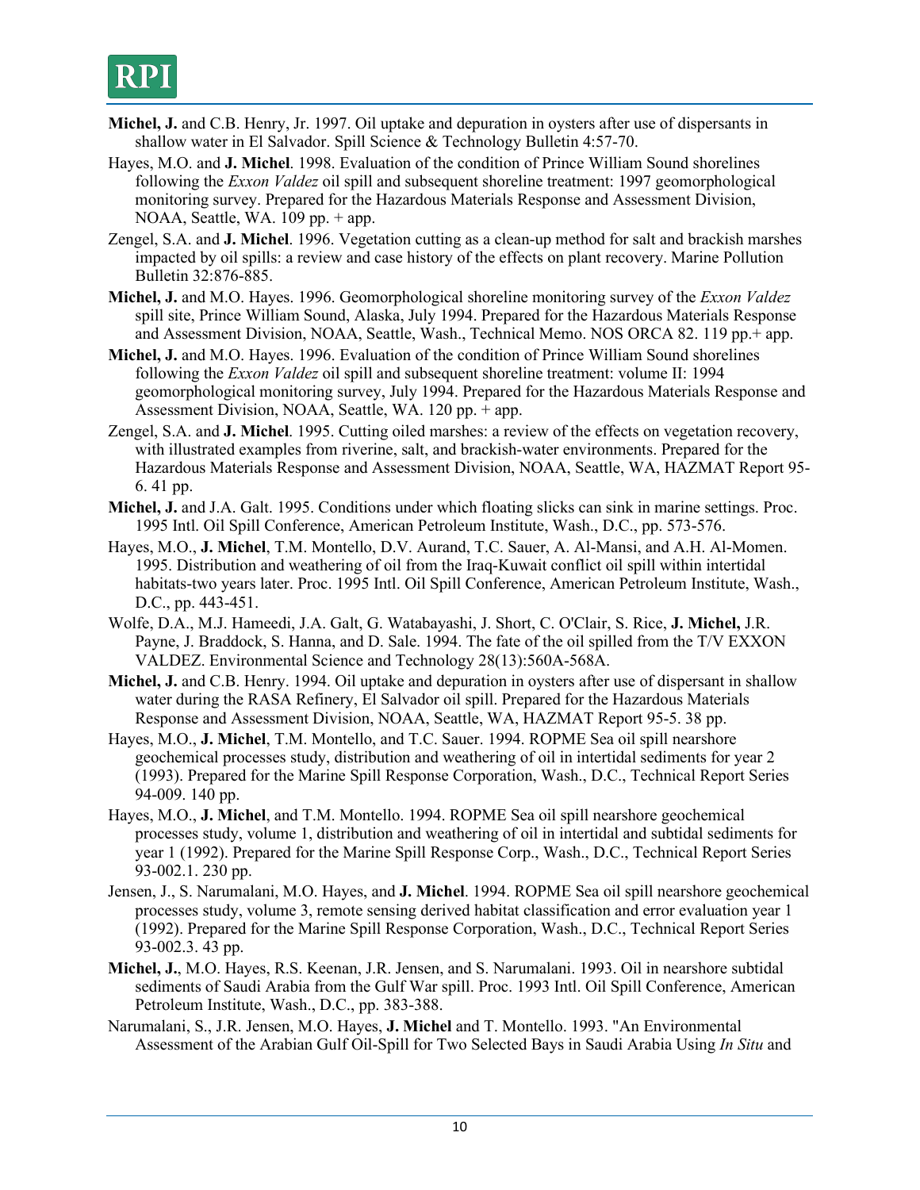**Michel, J.** and C.B. Henry, Jr. 1997. Oil uptake and depuration in oysters after use of dispersants in shallow water in El Salvador. Spill Science & Technology Bulletin 4:57-70.

Hayes, M.O. and **J. Michel**. 1998. Evaluation of the condition of Prince William Sound shorelines following the *Exxon Valdez* oil spill and subsequent shoreline treatment: 1997 geomorphological monitoring survey. Prepared for the Hazardous Materials Response and Assessment Division, NOAA, Seattle, WA. 109 pp. + app.

Zengel, S.A. and **J. Michel**. 1996. Vegetation cutting as a clean-up method for salt and brackish marshes impacted by oil spills: a review and case history of the effects on plant recovery. Marine Pollution Bulletin 32:876-885.

**Michel, J.** and M.O. Hayes. 1996. Geomorphological shoreline monitoring survey of the *Exxon Valdez* spill site, Prince William Sound, Alaska, July 1994. Prepared for the Hazardous Materials Response and Assessment Division, NOAA, Seattle, Wash., Technical Memo. NOS ORCA 82. 119 pp.+ app.

**Michel, J.** and M.O. Hayes. 1996. Evaluation of the condition of Prince William Sound shorelines following the *Exxon Valdez* oil spill and subsequent shoreline treatment: volume II: 1994 geomorphological monitoring survey, July 1994. Prepared for the Hazardous Materials Response and Assessment Division, NOAA, Seattle, WA. 120 pp. + app.

Zengel, S.A. and **J. Michel**. 1995. Cutting oiled marshes: a review of the effects on vegetation recovery, with illustrated examples from riverine, salt, and brackish-water environments. Prepared for the Hazardous Materials Response and Assessment Division, NOAA, Seattle, WA, HAZMAT Report 95-6. 41 pp.

**Michel, J.** and J.A. Galt. 1995. Conditions under which floating slicks can sink in marine settings. Proc. 1995 Intl. Oil Spill Conference, American Petroleum Institute, Wash., D.C., pp. 573-576.

Hayes, M.O., **J. Michel**, T.M. Montello, D.V. Aurand, T.C. Sauer, A. Al-Mansi, and A.H. Al-Momen. 1995. Distribution and weathering of oil from the Iraq-Kuwait conflict oil spill within intertidal habitats-two years later. Proc. 1995 Intl. Oil Spill Conference, American Petroleum Institute, Wash., D.C., pp. 443-451.

Wolfe, D.A., M.J. Hameedi, J.A. Galt, G. Watabayashi, J. Short, C. O'Clair, S. Rice, **J. Michel,** J.R. Payne, J. Braddock, S. Hanna, and D. Sale. 1994. The fate of the oil spilled from the T/V EXXON VALDEZ. Environmental Science and Technology 28(13):560A-568A.

**Michel, J.** and C.B. Henry. 1994. Oil uptake and depuration in oysters after use of dispersant in shallow water during the RASA Refinery, El Salvador oil spill. Prepared for the Hazardous Materials Response and Assessment Division, NOAA, Seattle, WA, HAZMAT Report 95-5. 38 pp.

Hayes, M.O., **J. Michel**, T.M. Montello, and T.C. Sauer. 1994. ROPME Sea oil spill nearshore geochemical processes study, distribution and weathering of oil in intertidal sediments for year 2 (1993). Prepared for the Marine Spill Response Corporation, Wash., D.C., Technical Report Series 94-009. 140 pp.

Hayes, M.O., **J. Michel**, and T.M. Montello. 1994. ROPME Sea oil spill nearshore geochemical processes study, volume 1, distribution and weathering of oil in intertidal and subtidal sediments for year 1 (1992). Prepared for the Marine Spill Response Corp., Wash., D.C., Technical Report Series 93-002.1. 230 pp.

Jensen, J., S. Narumalani, M.O. Hayes, and **J. Michel**. 1994. ROPME Sea oil spill nearshore geochemical processes study, volume 3, remote sensing derived habitat classification and error evaluation year 1 (1992). Prepared for the Marine Spill Response Corporation, Wash., D.C., Technical Report Series 93-002.3. 43 pp.

**Michel, J.**, M.O. Hayes, R.S. Keenan, J.R. Jensen, and S. Narumalani. 1993. Oil in nearshore subtidal sediments of Saudi Arabia from the Gulf War spill. Proc. 1993 Intl. Oil Spill Conference, American Petroleum Institute, Wash., D.C., pp. 383-388.

Narumalani, S., J.R. Jensen, M.O. Hayes, **J. Michel** and T. Montello. 1993. "An Environmental Assessment of the Arabian Gulf Oil-Spill for Two Selected Bays in Saudi Arabia Using *In Situ* and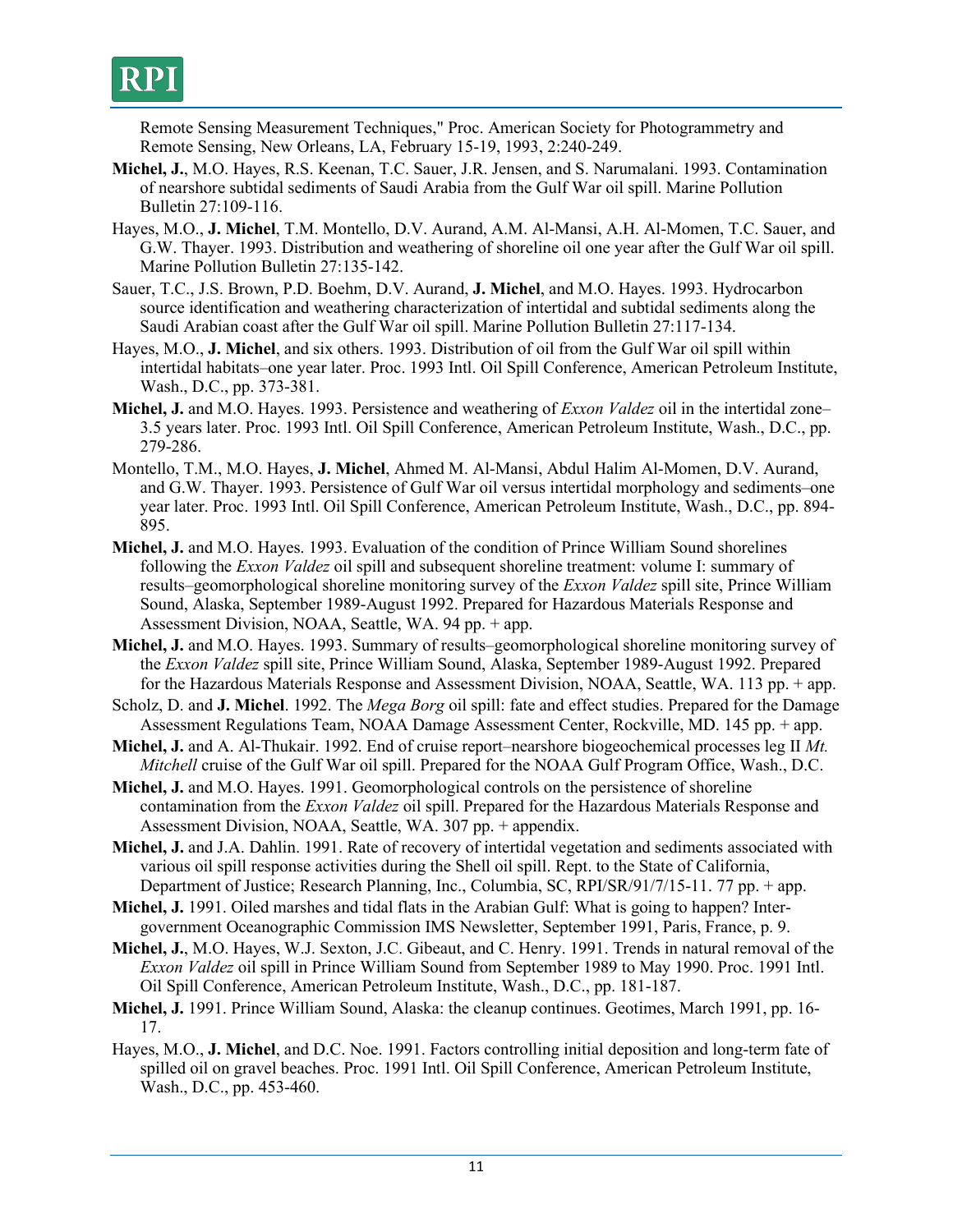Remote Sensing Measurement Techniques," Proc. American Society for Photogrammetry and Remote Sensing, New Orleans, LA, February 15-19, 1993, 2:240-249.

**Michel, J.**, M.O. Hayes, R.S. Keenan, T.C. Sauer, J.R. Jensen, and S. Narumalani. 1993. Contamination of nearshore subtidal sediments of Saudi Arabia from the Gulf War oil spill. Marine Pollution Bulletin 27:109-116.

Hayes, M.O., **J. Michel**, T.M. Montello, D.V. Aurand, A.M. Al-Mansi, A.H. Al-Momen, T.C. Sauer, and G.W. Thayer. 1993. Distribution and weathering of shoreline oil one year after the Gulf War oil spill. Marine Pollution Bulletin 27:135-142.

Sauer, T.C., J.S. Brown, P.D. Boehm, D.V. Aurand, **J. Michel**, and M.O. Hayes. 1993. Hydrocarbon source identification and weathering characterization of intertidal and subtidal sediments along the Saudi Arabian coast after the Gulf War oil spill. Marine Pollution Bulletin 27:117-134.

Hayes, M.O., **J. Michel**, and six others. 1993. Distribution of oil from the Gulf War oil spill within intertidal habitats–one year later. Proc. 1993 Intl. Oil Spill Conference, American Petroleum Institute, Wash., D.C., pp. 373-381.

**Michel, J.** and M.O. Hayes. 1993. Persistence and weathering of *Exxon Valdez* oil in the intertidal zone–3.5 years later. Proc. 1993 Intl. Oil Spill Conference, American Petroleum Institute, Wash., D.C., pp. 279-286.

Montello, T.M., M.O. Hayes, **J. Michel**, Ahmed M. Al-Mansi, Abdul Halim Al-Momen, D.V. Aurand, and G.W. Thayer. 1993. Persistence of Gulf War oil versus intertidal morphology and sediments–one year later. Proc. 1993 Intl. Oil Spill Conference, American Petroleum Institute, Wash., D.C., pp. 894-895.

**Michel, J.** and M.O. Hayes. 1993. Evaluation of the condition of Prince William Sound shorelines following the *Exxon Valdez* oil spill and subsequent shoreline treatment: volume I: summary of results–geomorphological shoreline monitoring survey of the *Exxon Valdez* spill site, Prince William Sound, Alaska, September 1989-August 1992. Prepared for Hazardous Materials Response and Assessment Division, NOAA, Seattle, WA. 94 pp. + app.

**Michel, J.** and M.O. Hayes. 1993. Summary of results–geomorphological shoreline monitoring survey of the *Exxon Valdez* spill site, Prince William Sound, Alaska, September 1989-August 1992. Prepared for the Hazardous Materials Response and Assessment Division, NOAA, Seattle, WA. 113 pp. + app.

Scholz, D. and **J. Michel**. 1992. The *Mega Borg* oil spill: fate and effect studies. Prepared for the Damage Assessment Regulations Team, NOAA Damage Assessment Center, Rockville, MD. 145 pp. + app.

**Michel, J.** and A. Al-Thukair. 1992. End of cruise report–nearshore biogeochemical processes leg II *Mt. Mitchell* cruise of the Gulf War oil spill. Prepared for the NOAA Gulf Program Office, Wash., D.C.

**Michel, J.** and M.O. Hayes. 1991. Geomorphological controls on the persistence of shoreline contamination from the *Exxon Valdez* oil spill. Prepared for the Hazardous Materials Response and Assessment Division, NOAA, Seattle, WA. 307 pp. + appendix.

**Michel, J.** and J.A. Dahlin. 1991. Rate of recovery of intertidal vegetation and sediments associated with various oil spill response activities during the Shell oil spill. Rept. to the State of California, Department of Justice; Research Planning, Inc., Columbia, SC, RPI/SR/91/7/15-11. 77 pp. + app.

**Michel, J.** 1991. Oiled marshes and tidal flats in the Arabian Gulf: What is going to happen? Inter-government Oceanographic Commission IMS Newsletter, September 1991, Paris, France, p. 9.

**Michel, J.**, M.O. Hayes, W.J. Sexton, J.C. Gibeaut, and C. Henry. 1991. Trends in natural removal of the *Exxon Valdez* oil spill in Prince William Sound from September 1989 to May 1990. Proc. 1991 Intl. Oil Spill Conference, American Petroleum Institute, Wash., D.C., pp. 181-187.

**Michel, J.** 1991. Prince William Sound, Alaska: the cleanup continues. Geotimes, March 1991, pp. 16-17.

Hayes, M.O., **J. Michel**, and D.C. Noe. 1991. Factors controlling initial deposition and long-term fate of spilled oil on gravel beaches. Proc. 1991 Intl. Oil Spill Conference, American Petroleum Institute, Wash., D.C., pp. 453-460.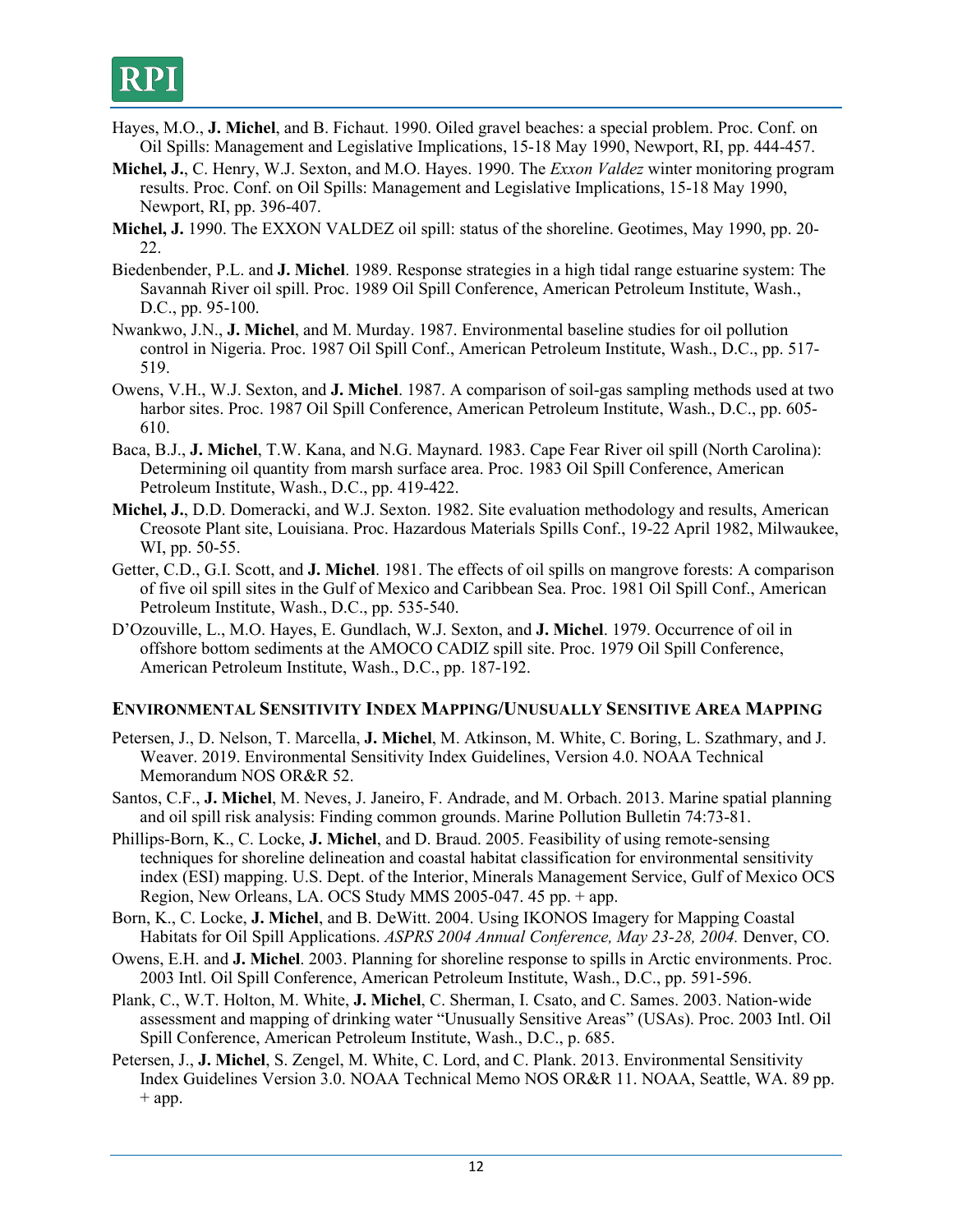Hayes, M.O., **J. Michel**, and B. Fichaut. 1990. Oiled gravel beaches: a special problem. Proc. Conf. on Oil Spills: Management and Legislative Implications, 15-18 May 1990, Newport, RI, pp. 444-457.

**Michel, J.**, C. Henry, W.J. Sexton, and M.O. Hayes. 1990. The *Exxon Valdez* winter monitoring program results. Proc. Conf. on Oil Spills: Management and Legislative Implications, 15-18 May 1990, Newport, RI, pp. 396-407.

**Michel, J.** 1990. The EXXON VALDEZ oil spill: status of the shoreline. Geotimes, May 1990, pp. 20-22.

Biedenbender, P.L. and **J. Michel**. 1989. Response strategies in a high tidal range estuarine system: The Savannah River oil spill. Proc. 1989 Oil Spill Conference, American Petroleum Institute, Wash., D.C., pp. 95-100.

Nwankwo, J.N., **J. Michel**, and M. Murday. 1987. Environmental baseline studies for oil pollution control in Nigeria. Proc. 1987 Oil Spill Conf., American Petroleum Institute, Wash., D.C., pp. 517-519.

Owens, V.H., W.J. Sexton, and **J. Michel**. 1987. A comparison of soil-gas sampling methods used at two harbor sites. Proc. 1987 Oil Spill Conference, American Petroleum Institute, Wash., D.C., pp. 605-610.

Baca, B.J., **J. Michel**, T.W. Kana, and N.G. Maynard. 1983. Cape Fear River oil spill (North Carolina): Determining oil quantity from marsh surface area. Proc. 1983 Oil Spill Conference, American Petroleum Institute, Wash., D.C., pp. 419-422.

**Michel, J.**, D.D. Domeracki, and W.J. Sexton. 1982. Site evaluation methodology and results, American Creosote Plant site, Louisiana. Proc. Hazardous Materials Spills Conf., 19-22 April 1982, Milwaukee, WI, pp. 50-55.

Getter, C.D., G.I. Scott, and **J. Michel**. 1981. The effects of oil spills on mangrove forests: A comparison of five oil spill sites in the Gulf of Mexico and Caribbean Sea. Proc. 1981 Oil Spill Conf., American Petroleum Institute, Wash., D.C., pp. 535-540.

D'Ozouville, L., M.O. Hayes, E. Gundlach, W.J. Sexton, and **J. Michel**. 1979. Occurrence of oil in offshore bottom sediments at the AMOCO CADIZ spill site. Proc. 1979 Oil Spill Conference, American Petroleum Institute, Wash., D.C., pp. 187-192.

## Environmental Sensitivity Index Mapping/Unusually Sensitive Area Mapping

Petersen, J., D. Nelson, T. Marcella, **J. Michel**, M. Atkinson, M. White, C. Boring, L. Szathmary, and J. Weaver. 2019. Environmental Sensitivity Index Guidelines, Version 4.0. NOAA Technical Memorandum NOS OR&R 52.

Santos, C.F., **J. Michel**, M. Neves, J. Janeiro, F. Andrade, and M. Orbach. 2013. Marine spatial planning and oil spill risk analysis: Finding common grounds. Marine Pollution Bulletin 74:73-81.

Phillips-Born, K., C. Locke, **J. Michel**, and D. Braud. 2005. Feasibility of using remote-sensing techniques for shoreline delineation and coastal habitat classification for environmental sensitivity index (ESI) mapping. U.S. Dept. of the Interior, Minerals Management Service, Gulf of Mexico OCS Region, New Orleans, LA. OCS Study MMS 2005-047. 45 pp. + app.

Born, K., C. Locke, **J. Michel**, and B. DeWitt. 2004. Using IKONOS Imagery for Mapping Coastal Habitats for Oil Spill Applications. *ASPRS 2004 Annual Conference, May 23-28, 2004.* Denver, CO.

Owens, E.H. and **J. Michel**. 2003. Planning for shoreline response to spills in Arctic environments. Proc. 2003 Intl. Oil Spill Conference, American Petroleum Institute, Wash., D.C., pp. 591-596.

Plank, C., W.T. Holton, M. White, **J. Michel**, C. Sherman, I. Csato, and C. Sames. 2003. Nation-wide assessment and mapping of drinking water "Unusually Sensitive Areas" (USAs). Proc. 2003 Intl. Oil Spill Conference, American Petroleum Institute, Wash., D.C., p. 685.

Petersen, J., **J. Michel**, S. Zengel, M. White, C. Lord, and C. Plank. 2013. Environmental Sensitivity Index Guidelines Version 3.0. NOAA Technical Memo NOS OR&R 11. NOAA, Seattle, WA. 89 pp. + app.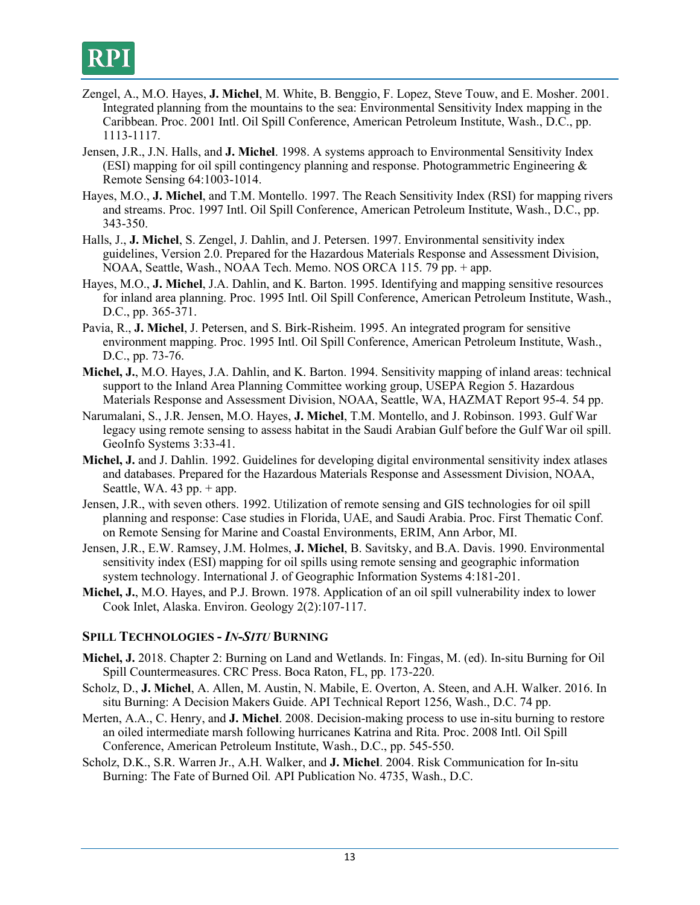Zengel, A., M.O. Hayes, **J. Michel**, M. White, B. Benggio, F. Lopez, Steve Touw, and E. Mosher. 2001. Integrated planning from the mountains to the sea: Environmental Sensitivity Index mapping in the Caribbean. Proc. 2001 Intl. Oil Spill Conference, American Petroleum Institute, Wash., D.C., pp. 1113-1117.

Jensen, J.R., J.N. Halls, and **J. Michel**. 1998. A systems approach to Environmental Sensitivity Index (ESI) mapping for oil spill contingency planning and response. Photogrammetric Engineering & Remote Sensing 64:1003-1014.

Hayes, M.O., **J. Michel**, and T.M. Montello. 1997. The Reach Sensitivity Index (RSI) for mapping rivers and streams. Proc. 1997 Intl. Oil Spill Conference, American Petroleum Institute, Wash., D.C., pp. 343-350.

Halls, J., **J. Michel**, S. Zengel, J. Dahlin, and J. Petersen. 1997. Environmental sensitivity index guidelines, Version 2.0. Prepared for the Hazardous Materials Response and Assessment Division, NOAA, Seattle, Wash., NOAA Tech. Memo. NOS ORCA 115. 79 pp. + app.

Hayes, M.O., **J. Michel**, J.A. Dahlin, and K. Barton. 1995. Identifying and mapping sensitive resources for inland area planning. Proc. 1995 Intl. Oil Spill Conference, American Petroleum Institute, Wash., D.C., pp. 365-371.

Pavia, R., **J. Michel**, J. Petersen, and S. Birk-Risheim. 1995. An integrated program for sensitive environment mapping. Proc. 1995 Intl. Oil Spill Conference, American Petroleum Institute, Wash., D.C., pp. 73-76.

**Michel, J.**, M.O. Hayes, J.A. Dahlin, and K. Barton. 1994. Sensitivity mapping of inland areas: technical support to the Inland Area Planning Committee working group, USEPA Region 5. Hazardous Materials Response and Assessment Division, NOAA, Seattle, WA, HAZMAT Report 95-4. 54 pp.

Narumalani, S., J.R. Jensen, M.O. Hayes, **J. Michel**, T.M. Montello, and J. Robinson. 1993. Gulf War legacy using remote sensing to assess habitat in the Saudi Arabian Gulf before the Gulf War oil spill. GeoInfo Systems 3:33-41.

**Michel, J.** and J. Dahlin. 1992. Guidelines for developing digital environmental sensitivity index atlases and databases. Prepared for the Hazardous Materials Response and Assessment Division, NOAA, Seattle, WA. 43 pp. + app.

Jensen, J.R., with seven others. 1992. Utilization of remote sensing and GIS technologies for oil spill planning and response: Case studies in Florida, UAE, and Saudi Arabia. Proc. First Thematic Conf. on Remote Sensing for Marine and Coastal Environments, ERIM, Ann Arbor, MI.

Jensen, J.R., E.W. Ramsey, J.M. Holmes, **J. Michel**, B. Savitsky, and B.A. Davis. 1990. Environmental sensitivity index (ESI) mapping for oil spills using remote sensing and geographic information system technology. International J. of Geographic Information Systems 4:181-201.

**Michel, J.**, M.O. Hayes, and P.J. Brown. 1978. Application of an oil spill vulnerability index to lower Cook Inlet, Alaska. Environ. Geology 2(2):107-117.

### SPILL TECHNOLOGIES - *IN-SITU* BURNING

**Michel, J.** 2018. Chapter 2: Burning on Land and Wetlands. In: Fingas, M. (ed). In-situ Burning for Oil Spill Countermeasures. CRC Press. Boca Raton, FL, pp. 173-220.

Scholz, D., **J. Michel**, A. Allen, M. Austin, N. Mabile, E. Overton, A. Steen, and A.H. Walker. 2016. In situ Burning: A Decision Makers Guide. API Technical Report 1256, Wash., D.C. 74 pp.

Merten, A.A., C. Henry, and **J. Michel**. 2008. Decision-making process to use in-situ burning to restore an oiled intermediate marsh following hurricanes Katrina and Rita. Proc. 2008 Intl. Oil Spill Conference, American Petroleum Institute, Wash., D.C., pp. 545-550.

Scholz, D.K., S.R. Warren Jr., A.H. Walker, and **J. Michel**. 2004. Risk Communication for In-situ Burning: The Fate of Burned Oil*.* API Publication No. 4735, Wash., D.C.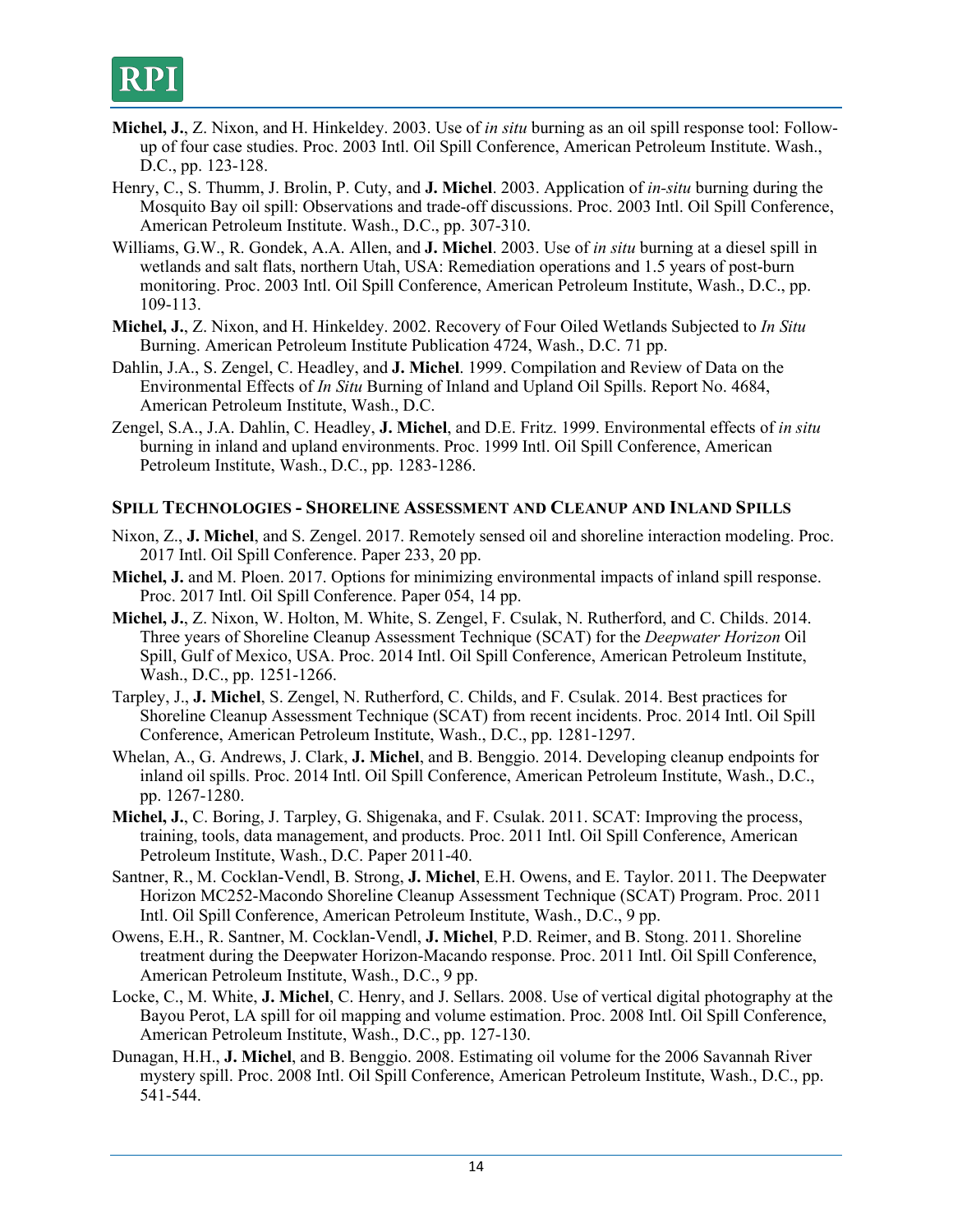**Michel, J.**, Z. Nixon, and H. Hinkeldey. 2003. Use of *in situ* burning as an oil spill response tool: Follow-up of four case studies. Proc. 2003 Intl. Oil Spill Conference, American Petroleum Institute. Wash., D.C., pp. 123-128.

Henry, C., S. Thumm, J. Brolin, P. Cuty, and **J. Michel**. 2003. Application of *in-situ* burning during the Mosquito Bay oil spill: Observations and trade-off discussions. Proc. 2003 Intl. Oil Spill Conference, American Petroleum Institute. Wash., D.C., pp. 307-310.

Williams, G.W., R. Gondek, A.A. Allen, and **J. Michel**. 2003. Use of *in situ* burning at a diesel spill in wetlands and salt flats, northern Utah, USA: Remediation operations and 1.5 years of post-burn monitoring. Proc. 2003 Intl. Oil Spill Conference, American Petroleum Institute, Wash., D.C., pp. 109-113.

**Michel, J.**, Z. Nixon, and H. Hinkeldey. 2002. Recovery of Four Oiled Wetlands Subjected to *In Situ* Burning. American Petroleum Institute Publication 4724, Wash., D.C. 71 pp.

Dahlin, J.A., S. Zengel, C. Headley, and **J. Michel**. 1999. Compilation and Review of Data on the Environmental Effects of *In Situ* Burning of Inland and Upland Oil Spills. Report No. 4684, American Petroleum Institute, Wash., D.C.

Zengel, S.A., J.A. Dahlin, C. Headley, **J. Michel**, and D.E. Fritz. 1999. Environmental effects of *in situ* burning in inland and upland environments. Proc. 1999 Intl. Oil Spill Conference, American Petroleum Institute, Wash., D.C., pp. 1283-1286.

### SPILL TECHNOLOGIES - SHORELINE ASSESSMENT AND CLEANUP AND INLAND SPILLS

Nixon, Z., **J. Michel**, and S. Zengel. 2017. Remotely sensed oil and shoreline interaction modeling. Proc. 2017 Intl. Oil Spill Conference. Paper 233, 20 pp.

**Michel, J.** and M. Ploen. 2017. Options for minimizing environmental impacts of inland spill response. Proc. 2017 Intl. Oil Spill Conference. Paper 054, 14 pp.

**Michel, J.**, Z. Nixon, W. Holton, M. White, S. Zengel, F. Csulak, N. Rutherford, and C. Childs. 2014. Three years of Shoreline Cleanup Assessment Technique (SCAT) for the *Deepwater Horizon* Oil Spill, Gulf of Mexico, USA. Proc. 2014 Intl. Oil Spill Conference, American Petroleum Institute, Wash., D.C., pp. 1251-1266.

Tarpley, J., **J. Michel**, S. Zengel, N. Rutherford, C. Childs, and F. Csulak. 2014. Best practices for Shoreline Cleanup Assessment Technique (SCAT) from recent incidents. Proc. 2014 Intl. Oil Spill Conference, American Petroleum Institute, Wash., D.C., pp. 1281-1297.

Whelan, A., G. Andrews, J. Clark, **J. Michel**, and B. Benggio. 2014. Developing cleanup endpoints for inland oil spills. Proc. 2014 Intl. Oil Spill Conference, American Petroleum Institute, Wash., D.C., pp. 1267-1280.

**Michel, J.**, C. Boring, J. Tarpley, G. Shigenaka, and F. Csulak. 2011. SCAT: Improving the process, training, tools, data management, and products. Proc. 2011 Intl. Oil Spill Conference, American Petroleum Institute, Wash., D.C. Paper 2011-40.

Santner, R., M. Cocklan-Vendl, B. Strong, **J. Michel**, E.H. Owens, and E. Taylor. 2011. The Deepwater Horizon MC252-Macondo Shoreline Cleanup Assessment Technique (SCAT) Program. Proc. 2011 Intl. Oil Spill Conference, American Petroleum Institute, Wash., D.C., 9 pp.

Owens, E.H., R. Santner, M. Cocklan-Vendl, **J. Michel**, P.D. Reimer, and B. Stong. 2011. Shoreline treatment during the Deepwater Horizon-Macando response. Proc. 2011 Intl. Oil Spill Conference, American Petroleum Institute, Wash., D.C., 9 pp.

Locke, C., M. White, **J. Michel**, C. Henry, and J. Sellars. 2008. Use of vertical digital photography at the Bayou Perot, LA spill for oil mapping and volume estimation. Proc. 2008 Intl. Oil Spill Conference, American Petroleum Institute, Wash., D.C., pp. 127-130.

Dunagan, H.H., **J. Michel**, and B. Benggio. 2008. Estimating oil volume for the 2006 Savannah River mystery spill. Proc. 2008 Intl. Oil Spill Conference, American Petroleum Institute, Wash., D.C., pp. 541-544.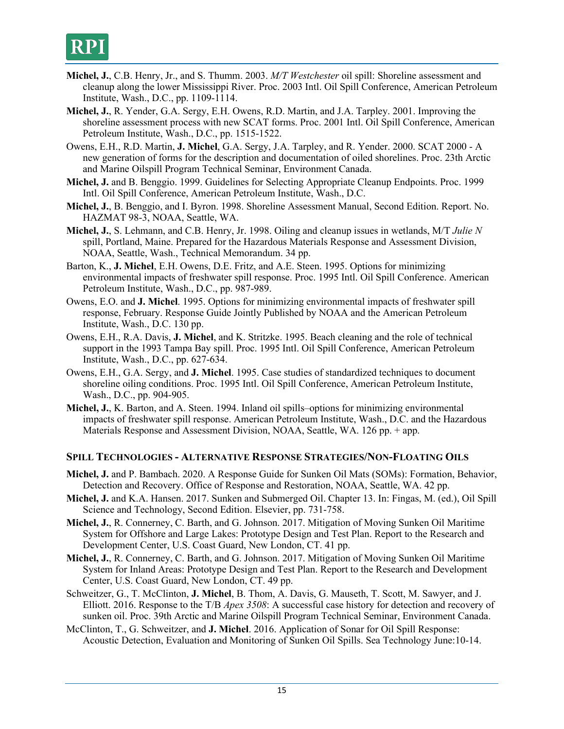**Michel, J.**, C.B. Henry, Jr., and S. Thumm. 2003. *M/T Westchester* oil spill: Shoreline assessment and cleanup along the lower Mississippi River. Proc. 2003 Intl. Oil Spill Conference, American Petroleum Institute, Wash., D.C., pp. 1109-1114.

**Michel, J.**, R. Yender, G.A. Sergy, E.H. Owens, R.D. Martin, and J.A. Tarpley. 2001. Improving the shoreline assessment process with new SCAT forms. Proc. 2001 Intl. Oil Spill Conference, American Petroleum Institute, Wash., D.C., pp. 1515-1522.

Owens, E.H., R.D. Martin, **J. Michel**, G.A. Sergy, J.A. Tarpley, and R. Yender. 2000. SCAT 2000 - A new generation of forms for the description and documentation of oiled shorelines. Proc. 23th Arctic and Marine Oilspill Program Technical Seminar, Environment Canada.

**Michel, J.** and B. Benggio. 1999. Guidelines for Selecting Appropriate Cleanup Endpoints. Proc. 1999 Intl. Oil Spill Conference, American Petroleum Institute, Wash., D.C.

**Michel, J.**, B. Benggio, and I. Byron. 1998. Shoreline Assessment Manual, Second Edition. Report. No. HAZMAT 98-3, NOAA, Seattle, WA.

**Michel, J.**, S. Lehmann, and C.B. Henry, Jr. 1998. Oiling and cleanup issues in wetlands, M/T *Julie N* spill, Portland, Maine. Prepared for the Hazardous Materials Response and Assessment Division, NOAA, Seattle, Wash., Technical Memorandum. 34 pp.

Barton, K., **J. Michel**, E.H. Owens, D.E. Fritz, and A.E. Steen. 1995. Options for minimizing environmental impacts of freshwater spill response. Proc. 1995 Intl. Oil Spill Conference. American Petroleum Institute, Wash., D.C., pp. 987-989.

Owens, E.O. and **J. Michel**. 1995. Options for minimizing environmental impacts of freshwater spill response, February. Response Guide Jointly Published by NOAA and the American Petroleum Institute, Wash., D.C. 130 pp.

Owens, E.H., R.A. Davis, **J. Michel**, and K. Stritzke. 1995. Beach cleaning and the role of technical support in the 1993 Tampa Bay spill. Proc. 1995 Intl. Oil Spill Conference, American Petroleum Institute, Wash., D.C., pp. 627-634.

Owens, E.H., G.A. Sergy, and **J. Michel**. 1995. Case studies of standardized techniques to document shoreline oiling conditions. Proc. 1995 Intl. Oil Spill Conference, American Petroleum Institute, Wash., D.C., pp. 904-905.

**Michel, J.**, K. Barton, and A. Steen. 1994. Inland oil spills–options for minimizing environmental impacts of freshwater spill response. American Petroleum Institute, Wash., D.C. and the Hazardous Materials Response and Assessment Division, NOAA, Seattle, WA. 126 pp. + app.

### Spill Technologies - Alternative Response Strategies/Non-Floating Oils

**Michel, J.** and P. Bambach. 2020. A Response Guide for Sunken Oil Mats (SOMs): Formation, Behavior, Detection and Recovery. Office of Response and Restoration, NOAA, Seattle, WA. 42 pp.

**Michel, J.** and K.A. Hansen. 2017. Sunken and Submerged Oil. Chapter 13. In: Fingas, M. (ed.), Oil Spill Science and Technology, Second Edition. Elsevier, pp. 731-758.

**Michel, J.**, R. Connerney, C. Barth, and G. Johnson. 2017. Mitigation of Moving Sunken Oil Maritime System for Offshore and Large Lakes: Prototype Design and Test Plan. Report to the Research and Development Center, U.S. Coast Guard, New London, CT. 41 pp.

**Michel, J.**, R. Connerney, C. Barth, and G. Johnson. 2017. Mitigation of Moving Sunken Oil Maritime System for Inland Areas: Prototype Design and Test Plan. Report to the Research and Development Center, U.S. Coast Guard, New London, CT. 49 pp.

Schweitzer, G., T. McClinton, **J. Michel**, B. Thom, A. Davis, G. Mauseth, T. Scott, M. Sawyer, and J. Elliott. 2016. Response to the T/B *Apex 3508*: A successful case history for detection and recovery of sunken oil. Proc. 39th Arctic and Marine Oilspill Program Technical Seminar, Environment Canada.

McClinton, T., G. Schweitzer, and **J. Michel**. 2016. Application of Sonar for Oil Spill Response: Acoustic Detection, Evaluation and Monitoring of Sunken Oil Spills. Sea Technology June:10-14.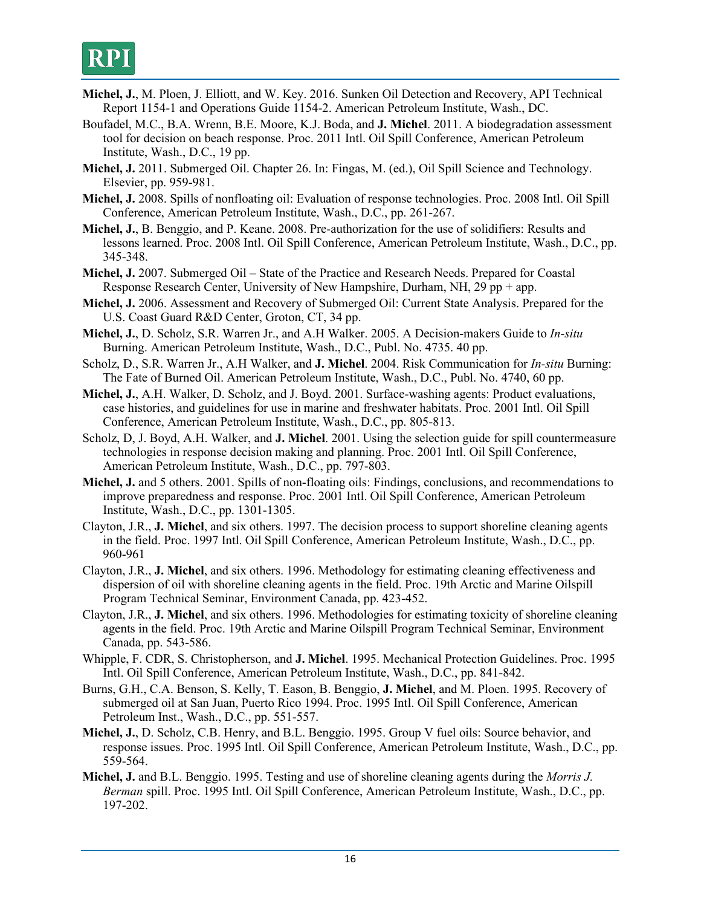**Michel, J.**, M. Ploen, J. Elliott, and W. Key. 2016. Sunken Oil Detection and Recovery, API Technical Report 1154-1 and Operations Guide 1154-2. American Petroleum Institute, Wash., DC.

Boufadel, M.C., B.A. Wrenn, B.E. Moore, K.J. Boda, and **J. Michel**. 2011. A biodegradation assessment tool for decision on beach response. Proc. 2011 Intl. Oil Spill Conference, American Petroleum Institute, Wash., D.C., 19 pp.

**Michel, J.** 2011. Submerged Oil. Chapter 26. In: Fingas, M. (ed.), Oil Spill Science and Technology. Elsevier, pp. 959-981.

**Michel, J.** 2008. Spills of nonfloating oil: Evaluation of response technologies. Proc. 2008 Intl. Oil Spill Conference, American Petroleum Institute, Wash., D.C., pp. 261-267.

**Michel, J.**, B. Benggio, and P. Keane. 2008. Pre-authorization for the use of solidifiers: Results and lessons learned. Proc. 2008 Intl. Oil Spill Conference, American Petroleum Institute, Wash., D.C., pp. 345-348.

**Michel, J.** 2007. Submerged Oil – State of the Practice and Research Needs. Prepared for Coastal Response Research Center, University of New Hampshire, Durham, NH, 29 pp + app.

**Michel, J.** 2006. Assessment and Recovery of Submerged Oil: Current State Analysis. Prepared for the U.S. Coast Guard R&D Center, Groton, CT, 34 pp.

**Michel, J.**, D. Scholz, S.R. Warren Jr., and A.H Walker. 2005. A Decision-makers Guide to *In-situ* Burning. American Petroleum Institute, Wash., D.C., Publ. No. 4735. 40 pp.

Scholz, D., S.R. Warren Jr., A.H Walker, and **J. Michel**. 2004. Risk Communication for *In-situ* Burning: The Fate of Burned Oil. American Petroleum Institute, Wash., D.C., Publ. No. 4740, 60 pp.

**Michel, J.**, A.H. Walker, D. Scholz, and J. Boyd. 2001. Surface-washing agents: Product evaluations, case histories, and guidelines for use in marine and freshwater habitats. Proc. 2001 Intl. Oil Spill Conference, American Petroleum Institute, Wash., D.C., pp. 805-813.

Scholz, D, J. Boyd, A.H. Walker, and **J. Michel**. 2001. Using the selection guide for spill countermeasure technologies in response decision making and planning. Proc. 2001 Intl. Oil Spill Conference, American Petroleum Institute, Wash., D.C., pp. 797-803.

**Michel, J.** and 5 others. 2001. Spills of non-floating oils: Findings, conclusions, and recommendations to improve preparedness and response. Proc. 2001 Intl. Oil Spill Conference, American Petroleum Institute, Wash., D.C., pp. 1301-1305.

Clayton, J.R., **J. Michel**, and six others. 1997. The decision process to support shoreline cleaning agents in the field. Proc. 1997 Intl. Oil Spill Conference, American Petroleum Institute, Wash., D.C., pp. 960-961

Clayton, J.R., **J. Michel**, and six others. 1996. Methodology for estimating cleaning effectiveness and dispersion of oil with shoreline cleaning agents in the field. Proc. 19th Arctic and Marine Oilspill Program Technical Seminar, Environment Canada, pp. 423-452.

Clayton, J.R., **J. Michel**, and six others. 1996. Methodologies for estimating toxicity of shoreline cleaning agents in the field. Proc. 19th Arctic and Marine Oilspill Program Technical Seminar, Environment Canada, pp. 543-586.

Whipple, F. CDR, S. Christopherson, and **J. Michel**. 1995. Mechanical Protection Guidelines. Proc. 1995 Intl. Oil Spill Conference, American Petroleum Institute, Wash., D.C., pp. 841-842.

Burns, G.H., C.A. Benson, S. Kelly, T. Eason, B. Benggio, **J. Michel**, and M. Ploen. 1995. Recovery of submerged oil at San Juan, Puerto Rico 1994. Proc. 1995 Intl. Oil Spill Conference, American Petroleum Inst., Wash., D.C., pp. 551-557.

**Michel, J.**, D. Scholz, C.B. Henry, and B.L. Benggio. 1995. Group V fuel oils: Source behavior, and response issues. Proc. 1995 Intl. Oil Spill Conference, American Petroleum Institute, Wash., D.C., pp. 559-564.

**Michel, J.** and B.L. Benggio. 1995. Testing and use of shoreline cleaning agents during the *Morris J. Berman* spill. Proc. 1995 Intl. Oil Spill Conference, American Petroleum Institute, Wash., D.C., pp. 197-202.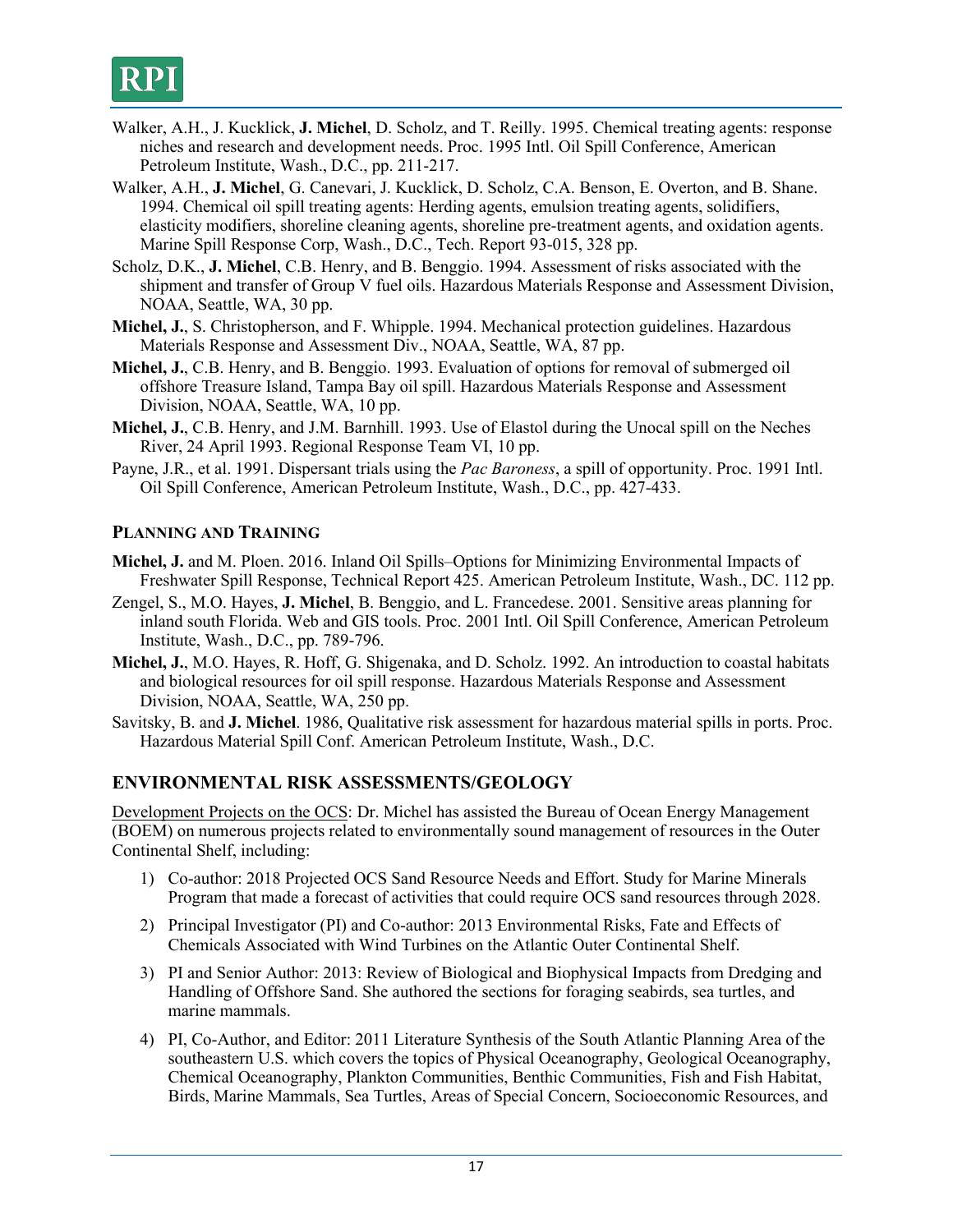Walker, A.H., J. Kucklick, **J. Michel**, D. Scholz, and T. Reilly. 1995. Chemical treating agents: response niches and research and development needs. Proc. 1995 Intl. Oil Spill Conference, American Petroleum Institute, Wash., D.C., pp. 211-217.

Walker, A.H., **J. Michel**, G. Canevari, J. Kucklick, D. Scholz, C.A. Benson, E. Overton, and B. Shane. 1994. Chemical oil spill treating agents: Herding agents, emulsion treating agents, solidifiers, elasticity modifiers, shoreline cleaning agents, shoreline pre-treatment agents, and oxidation agents. Marine Spill Response Corp, Wash., D.C., Tech. Report 93-015, 328 pp.

Scholz, D.K., **J. Michel**, C.B. Henry, and B. Benggio. 1994. Assessment of risks associated with the shipment and transfer of Group V fuel oils. Hazardous Materials Response and Assessment Division, NOAA, Seattle, WA, 30 pp.

**Michel, J.**, S. Christopherson, and F. Whipple. 1994. Mechanical protection guidelines. Hazardous Materials Response and Assessment Div., NOAA, Seattle, WA, 87 pp.

**Michel, J.**, C.B. Henry, and B. Benggio. 1993. Evaluation of options for removal of submerged oil offshore Treasure Island, Tampa Bay oil spill. Hazardous Materials Response and Assessment Division, NOAA, Seattle, WA, 10 pp.

**Michel, J.**, C.B. Henry, and J.M. Barnhill. 1993. Use of Elastol during the Unocal spill on the Neches River, 24 April 1993. Regional Response Team VI, 10 pp.

Payne, J.R., et al. 1991. Dispersant trials using the *Pac Baroness*, a spill of opportunity. Proc. 1991 Intl. Oil Spill Conference, American Petroleum Institute, Wash., D.C., pp. 427-433.

### Planning and Training

**Michel, J.** and M. Ploen. 2016. Inland Oil Spills–Options for Minimizing Environmental Impacts of Freshwater Spill Response, Technical Report 425. American Petroleum Institute, Wash., DC. 112 pp.

Zengel, S., M.O. Hayes, **J. Michel**, B. Benggio, and L. Francedese. 2001. Sensitive areas planning for inland south Florida. Web and GIS tools. Proc. 2001 Intl. Oil Spill Conference, American Petroleum Institute, Wash., D.C., pp. 789-796.

**Michel, J.**, M.O. Hayes, R. Hoff, G. Shigenaka, and D. Scholz. 1992. An introduction to coastal habitats and biological resources for oil spill response. Hazardous Materials Response and Assessment Division, NOAA, Seattle, WA, 250 pp.

Savitsky, B. and **J. Michel**. 1986, Qualitative risk assessment for hazardous material spills in ports. Proc. Hazardous Material Spill Conf. American Petroleum Institute, Wash., D.C.

## ENVIRONMENTAL RISK ASSESSMENTS/GEOLOGY

Development Projects on the OCS: Dr. Michel has assisted the Bureau of Ocean Energy Management (BOEM) on numerous projects related to environmentally sound management of resources in the Outer Continental Shelf, including:

1) Co-author: 2018 Projected OCS Sand Resource Needs and Effort. Study for Marine Minerals Program that made a forecast of activities that could require OCS sand resources through 2028.

2) Principal Investigator (PI) and Co-author: 2013 Environmental Risks, Fate and Effects of Chemicals Associated with Wind Turbines on the Atlantic Outer Continental Shelf.

3) PI and Senior Author: 2013: Review of Biological and Biophysical Impacts from Dredging and Handling of Offshore Sand. She authored the sections for foraging seabirds, sea turtles, and marine mammals.

4) PI, Co-Author, and Editor: 2011 Literature Synthesis of the South Atlantic Planning Area of the southeastern U.S. which covers the topics of Physical Oceanography, Geological Oceanography, Chemical Oceanography, Plankton Communities, Benthic Communities, Fish and Fish Habitat, Birds, Marine Mammals, Sea Turtles, Areas of Special Concern, Socioeconomic Resources, and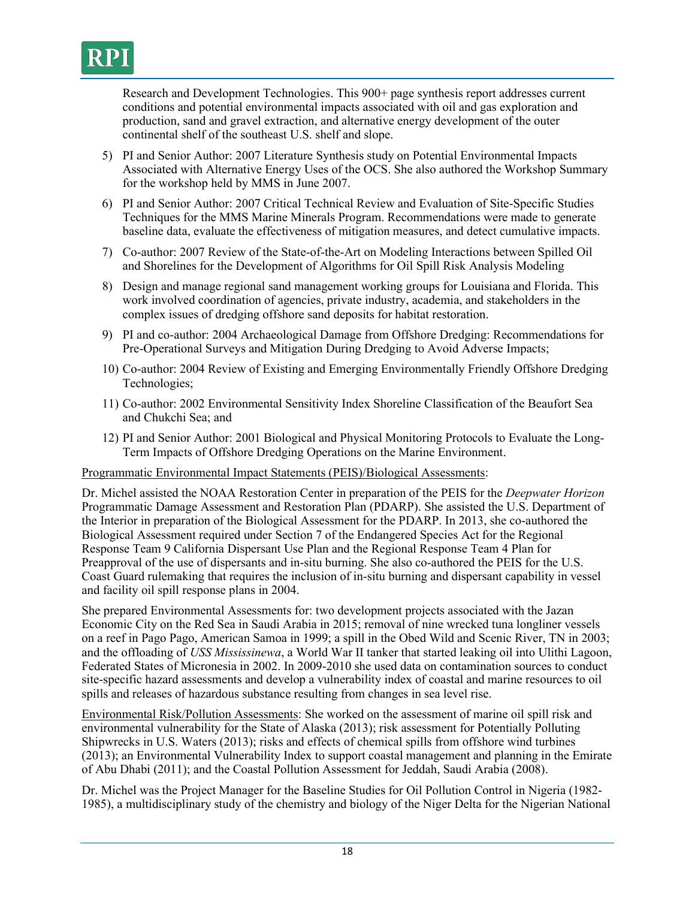Research and Development Technologies. This 900+ page synthesis report addresses current conditions and potential environmental impacts associated with oil and gas exploration and production, sand and gravel extraction, and alternative energy development of the outer continental shelf of the southeast U.S. shelf and slope.

5) PI and Senior Author: 2007 Literature Synthesis study on Potential Environmental Impacts Associated with Alternative Energy Uses of the OCS. She also authored the Workshop Summary for the workshop held by MMS in June 2007.
6) PI and Senior Author: 2007 Critical Technical Review and Evaluation of Site-Specific Studies Techniques for the MMS Marine Minerals Program. Recommendations were made to generate baseline data, evaluate the effectiveness of mitigation measures, and detect cumulative impacts.
7) Co-author: 2007 Review of the State-of-the-Art on Modeling Interactions between Spilled Oil and Shorelines for the Development of Algorithms for Oil Spill Risk Analysis Modeling
8) Design and manage regional sand management working groups for Louisiana and Florida. This work involved coordination of agencies, private industry, academia, and stakeholders in the complex issues of dredging offshore sand deposits for habitat restoration.
9) PI and co-author: 2004 Archaeological Damage from Offshore Dredging: Recommendations for Pre-Operational Surveys and Mitigation During Dredging to Avoid Adverse Impacts;
10) Co-author: 2004 Review of Existing and Emerging Environmentally Friendly Offshore Dredging Technologies;
11) Co-author: 2002 Environmental Sensitivity Index Shoreline Classification of the Beaufort Sea and Chukchi Sea; and
12) PI and Senior Author: 2001 Biological and Physical Monitoring Protocols to Evaluate the Long-Term Impacts of Offshore Dredging Operations on the Marine Environment.

<u>Programmatic Environmental Impact Statements (PEIS)/Biological Assessments</u>:

Dr. Michel assisted the NOAA Restoration Center in preparation of the PEIS for the *Deepwater Horizon* Programmatic Damage Assessment and Restoration Plan (PDARP). She assisted the U.S. Department of the Interior in preparation of the Biological Assessment for the PDARP. In 2013, she co-authored the Biological Assessment required under Section 7 of the Endangered Species Act for the Regional Response Team 9 California Dispersant Use Plan and the Regional Response Team 4 Plan for Preapproval of the use of dispersants and in-situ burning. She also co-authored the PEIS for the U.S. Coast Guard rulemaking that requires the inclusion of in-situ burning and dispersant capability in vessel and facility oil spill response plans in 2004.

She prepared Environmental Assessments for: two development projects associated with the Jazan Economic City on the Red Sea in Saudi Arabia in 2015; removal of nine wrecked tuna longliner vessels on a reef in Pago Pago, American Samoa in 1999; a spill in the Obed Wild and Scenic River, TN in 2003; and the offloading of *USS Mississinewa*, a World War II tanker that started leaking oil into Ulithi Lagoon, Federated States of Micronesia in 2002. In 2009-2010 she used data on contamination sources to conduct site-specific hazard assessments and develop a vulnerability index of coastal and marine resources to oil spills and releases of hazardous substance resulting from changes in sea level rise.

<u>Environmental Risk/Pollution Assessments</u>: She worked on the assessment of marine oil spill risk and environmental vulnerability for the State of Alaska (2013); risk assessment for Potentially Polluting Shipwrecks in U.S. Waters (2013); risks and effects of chemical spills from offshore wind turbines (2013); an Environmental Vulnerability Index to support coastal management and planning in the Emirate of Abu Dhabi (2011); and the Coastal Pollution Assessment for Jeddah, Saudi Arabia (2008).

Dr. Michel was the Project Manager for the Baseline Studies for Oil Pollution Control in Nigeria (1982-1985), a multidisciplinary study of the chemistry and biology of the Niger Delta for the Nigerian National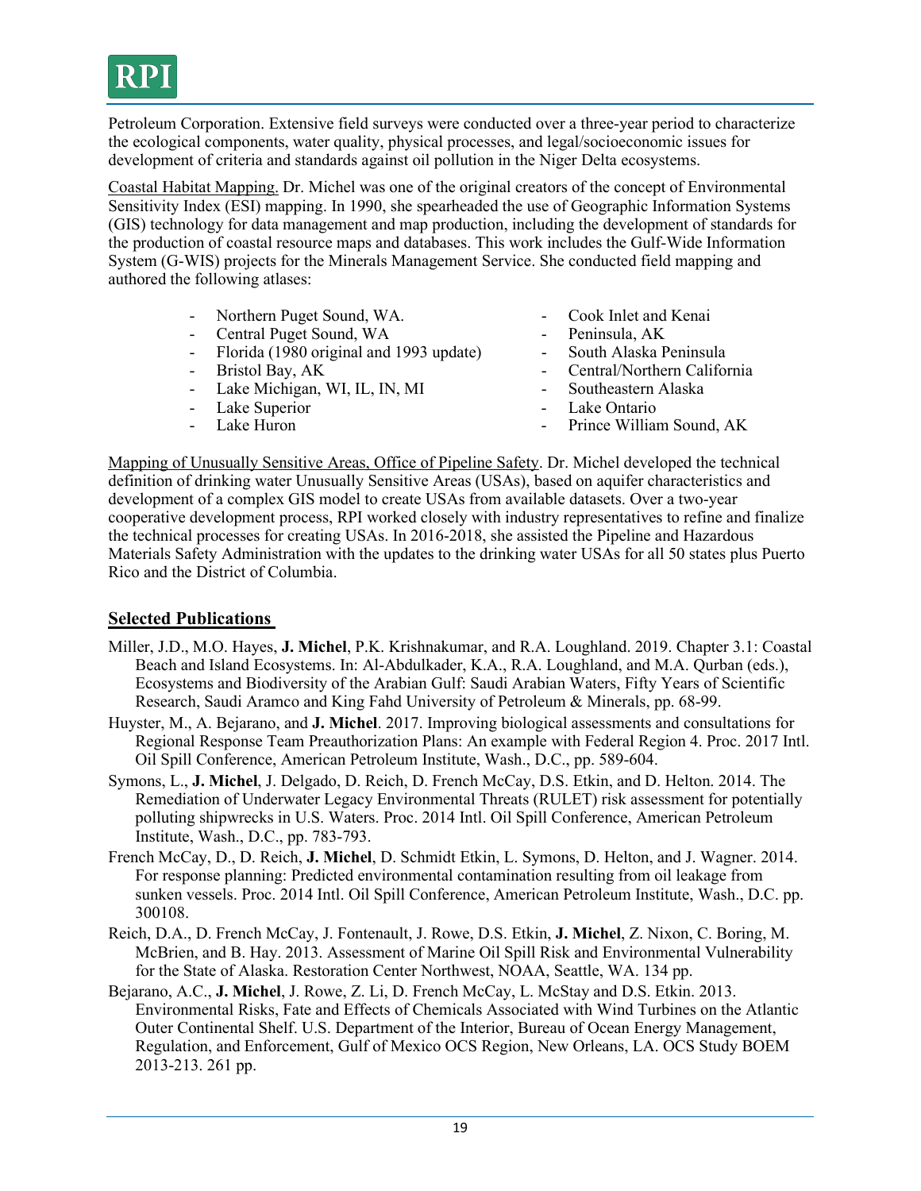Petroleum Corporation. Extensive field surveys were conducted over a three-year period to characterize the ecological components, water quality, physical processes, and legal/socioeconomic issues for development of criteria and standards against oil pollution in the Niger Delta ecosystems.

Coastal Habitat Mapping. Dr. Michel was one of the original creators of the concept of Environmental Sensitivity Index (ESI) mapping. In 1990, she spearheaded the use of Geographic Information Systems (GIS) technology for data management and map production, including the development of standards for the production of coastal resource maps and databases. This work includes the Gulf-Wide Information System (G-WIS) projects for the Minerals Management Service. She conducted field mapping and authored the following atlases:

- Northern Puget Sound, WA.
- Central Puget Sound, WA
- Florida (1980 original and 1993 update)
- Bristol Bay, AK
- Lake Michigan, WI, IL, IN, MI
- Lake Superior
- Lake Huron
- Cook Inlet and Kenai
- Peninsula, AK
- South Alaska Peninsula
- Central/Northern California
- Southeastern Alaska
- Lake Ontario
- Prince William Sound, AK

Mapping of Unusually Sensitive Areas, Office of Pipeline Safety. Dr. Michel developed the technical definition of drinking water Unusually Sensitive Areas (USAs), based on aquifer characteristics and development of a complex GIS model to create USAs from available datasets. Over a two-year cooperative development process, RPI worked closely with industry representatives to refine and finalize the technical processes for creating USAs. In 2016-2018, she assisted the Pipeline and Hazardous Materials Safety Administration with the updates to the drinking water USAs for all 50 states plus Puerto Rico and the District of Columbia.

## Selected Publications

Miller, J.D., M.O. Hayes, **J. Michel**, P.K. Krishnakumar, and R.A. Loughland. 2019. Chapter 3.1: Coastal Beach and Island Ecosystems. In: Al-Abdulkader, K.A., R.A. Loughland, and M.A. Qurban (eds.), Ecosystems and Biodiversity of the Arabian Gulf: Saudi Arabian Waters, Fifty Years of Scientific Research, Saudi Aramco and King Fahd University of Petroleum & Minerals, pp. 68-99.

Huyster, M., A. Bejarano, and **J. Michel**. 2017. Improving biological assessments and consultations for Regional Response Team Preauthorization Plans: An example with Federal Region 4. Proc. 2017 Intl. Oil Spill Conference, American Petroleum Institute, Wash., D.C., pp. 589-604.

Symons, L., **J. Michel**, J. Delgado, D. Reich, D. French McCay, D.S. Etkin, and D. Helton. 2014. The Remediation of Underwater Legacy Environmental Threats (RULET) risk assessment for potentially polluting shipwrecks in U.S. Waters. Proc. 2014 Intl. Oil Spill Conference, American Petroleum Institute, Wash., D.C., pp. 783-793.

French McCay, D., D. Reich, **J. Michel**, D. Schmidt Etkin, L. Symons, D. Helton, and J. Wagner. 2014. For response planning: Predicted environmental contamination resulting from oil leakage from sunken vessels. Proc. 2014 Intl. Oil Spill Conference, American Petroleum Institute, Wash., D.C. pp. 300108.

Reich, D.A., D. French McCay, J. Fontenault, J. Rowe, D.S. Etkin, **J. Michel**, Z. Nixon, C. Boring, M. McBrien, and B. Hay. 2013. Assessment of Marine Oil Spill Risk and Environmental Vulnerability for the State of Alaska. Restoration Center Northwest, NOAA, Seattle, WA. 134 pp.

Bejarano, A.C., **J. Michel**, J. Rowe, Z. Li, D. French McCay, L. McStay and D.S. Etkin. 2013. Environmental Risks, Fate and Effects of Chemicals Associated with Wind Turbines on the Atlantic Outer Continental Shelf. U.S. Department of the Interior, Bureau of Ocean Energy Management, Regulation, and Enforcement, Gulf of Mexico OCS Region, New Orleans, LA. OCS Study BOEM 2013-213. 261 pp.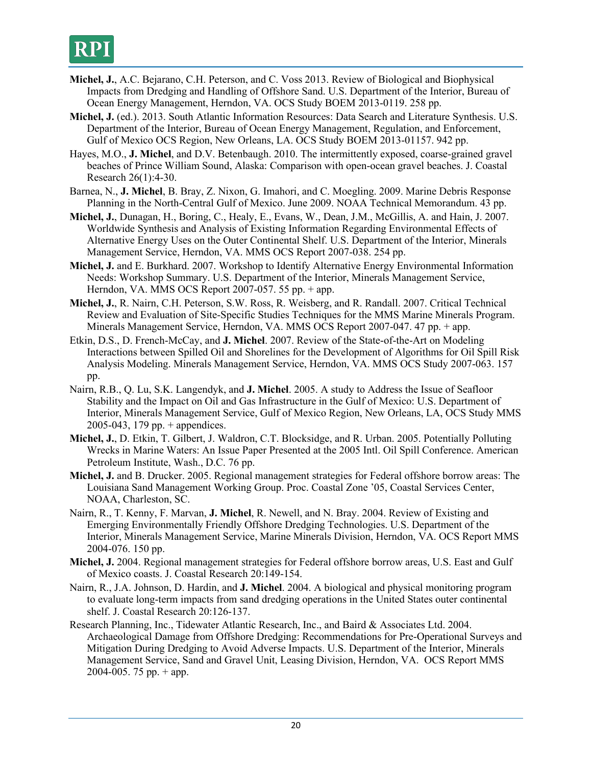**Michel, J.**, A.C. Bejarano, C.H. Peterson, and C. Voss 2013. Review of Biological and Biophysical Impacts from Dredging and Handling of Offshore Sand. U.S. Department of the Interior, Bureau of Ocean Energy Management, Herndon, VA. OCS Study BOEM 2013-0119. 258 pp.

**Michel, J.** (ed.). 2013. South Atlantic Information Resources: Data Search and Literature Synthesis. U.S. Department of the Interior, Bureau of Ocean Energy Management, Regulation, and Enforcement, Gulf of Mexico OCS Region, New Orleans, LA. OCS Study BOEM 2013-01157. 942 pp.

Hayes, M.O., **J. Michel**, and D.V. Betenbaugh. 2010. The intermittently exposed, coarse-grained gravel beaches of Prince William Sound, Alaska: Comparison with open-ocean gravel beaches. J. Coastal Research 26(1):4-30.

Barnea, N., **J. Michel**, B. Bray, Z. Nixon, G. Imahori, and C. Moegling. 2009. Marine Debris Response Planning in the North-Central Gulf of Mexico. June 2009. NOAA Technical Memorandum. 43 pp.

**Michel, J.**, Dunagan, H., Boring, C., Healy, E., Evans, W., Dean, J.M., McGillis, A. and Hain, J. 2007. Worldwide Synthesis and Analysis of Existing Information Regarding Environmental Effects of Alternative Energy Uses on the Outer Continental Shelf. U.S. Department of the Interior, Minerals Management Service, Herndon, VA. MMS OCS Report 2007-038. 254 pp.

**Michel, J.** and E. Burkhard. 2007. Workshop to Identify Alternative Energy Environmental Information Needs: Workshop Summary. U.S. Department of the Interior, Minerals Management Service, Herndon, VA. MMS OCS Report 2007-057. 55 pp. + app.

**Michel, J.**, R. Nairn, C.H. Peterson, S.W. Ross, R. Weisberg, and R. Randall. 2007. Critical Technical Review and Evaluation of Site-Specific Studies Techniques for the MMS Marine Minerals Program. Minerals Management Service, Herndon, VA. MMS OCS Report 2007-047. 47 pp. + app.

Etkin, D.S., D. French-McCay, and **J. Michel**. 2007. Review of the State-of-the-Art on Modeling Interactions between Spilled Oil and Shorelines for the Development of Algorithms for Oil Spill Risk Analysis Modeling. Minerals Management Service, Herndon, VA. MMS OCS Study 2007-063. 157 pp.

Nairn, R.B., Q. Lu, S.K. Langendyk, and **J. Michel**. 2005. A study to Address the Issue of Seafloor Stability and the Impact on Oil and Gas Infrastructure in the Gulf of Mexico: U.S. Department of Interior, Minerals Management Service, Gulf of Mexico Region, New Orleans, LA, OCS Study MMS 2005-043, 179 pp. + appendices.

**Michel, J.**, D. Etkin, T. Gilbert, J. Waldron, C.T. Blocksidge, and R. Urban. 2005. Potentially Polluting Wrecks in Marine Waters: An Issue Paper Presented at the 2005 Intl. Oil Spill Conference. American Petroleum Institute, Wash., D.C. 76 pp.

**Michel, J.** and B. Drucker. 2005. Regional management strategies for Federal offshore borrow areas: The Louisiana Sand Management Working Group. Proc. Coastal Zone '05, Coastal Services Center, NOAA, Charleston, SC.

Nairn, R., T. Kenny, F. Marvan, **J. Michel**, R. Newell, and N. Bray. 2004. Review of Existing and Emerging Environmentally Friendly Offshore Dredging Technologies. U.S. Department of the Interior, Minerals Management Service, Marine Minerals Division, Herndon, VA. OCS Report MMS 2004-076. 150 pp.

**Michel, J.** 2004. Regional management strategies for Federal offshore borrow areas, U.S. East and Gulf of Mexico coasts. J. Coastal Research 20:149-154.

Nairn, R., J.A. Johnson, D. Hardin, and **J. Michel**. 2004. A biological and physical monitoring program to evaluate long-term impacts from sand dredging operations in the United States outer continental shelf. J. Coastal Research 20:126-137.

Research Planning, Inc., Tidewater Atlantic Research, Inc., and Baird & Associates Ltd. 2004. Archaeological Damage from Offshore Dredging: Recommendations for Pre-Operational Surveys and Mitigation During Dredging to Avoid Adverse Impacts. U.S. Department of the Interior, Minerals Management Service, Sand and Gravel Unit, Leasing Division, Herndon, VA. OCS Report MMS 2004-005. 75 pp. + app.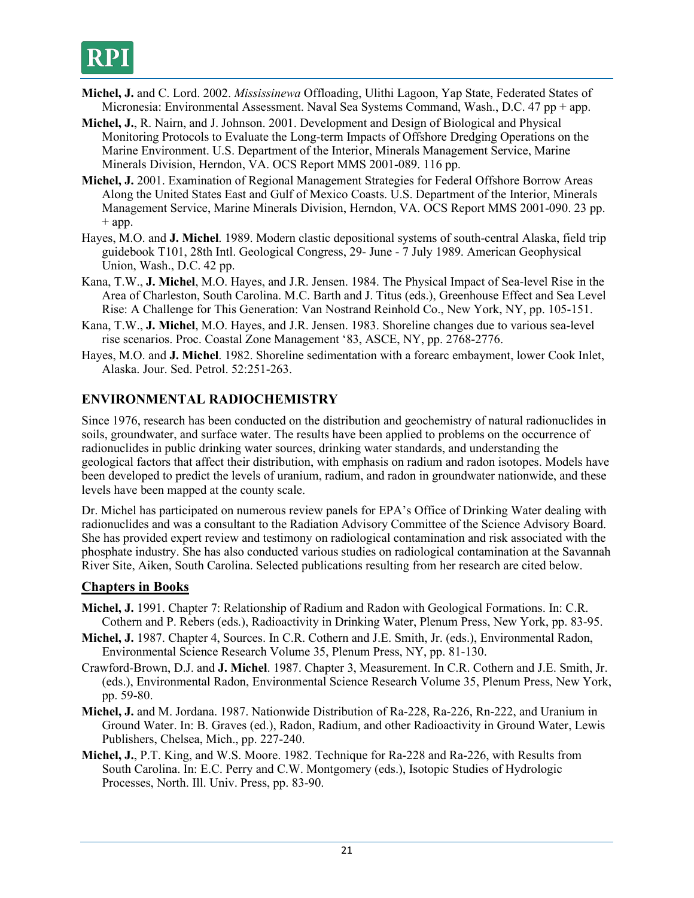**Michel, J.** and C. Lord. 2002. *Mississinewa* Offloading, Ulithi Lagoon, Yap State, Federated States of Micronesia: Environmental Assessment. Naval Sea Systems Command, Wash., D.C. 47 pp + app.

**Michel, J.**, R. Nairn, and J. Johnson. 2001. Development and Design of Biological and Physical Monitoring Protocols to Evaluate the Long-term Impacts of Offshore Dredging Operations on the Marine Environment. U.S. Department of the Interior, Minerals Management Service, Marine Minerals Division, Herndon, VA. OCS Report MMS 2001-089. 116 pp.

**Michel, J.** 2001. Examination of Regional Management Strategies for Federal Offshore Borrow Areas Along the United States East and Gulf of Mexico Coasts. U.S. Department of the Interior, Minerals Management Service, Marine Minerals Division, Herndon, VA. OCS Report MMS 2001-090. 23 pp. + app.

Hayes, M.O. and **J. Michel**. 1989. Modern clastic depositional systems of south-central Alaska, field trip guidebook T101, 28th Intl. Geological Congress, 29- June - 7 July 1989. American Geophysical Union, Wash., D.C. 42 pp.

Kana, T.W., **J. Michel**, M.O. Hayes, and J.R. Jensen. 1984. The Physical Impact of Sea-level Rise in the Area of Charleston, South Carolina. M.C. Barth and J. Titus (eds.), Greenhouse Effect and Sea Level Rise: A Challenge for This Generation: Van Nostrand Reinhold Co., New York, NY, pp. 105-151.

Kana, T.W., **J. Michel**, M.O. Hayes, and J.R. Jensen. 1983. Shoreline changes due to various sea-level rise scenarios. Proc. Coastal Zone Management '83, ASCE, NY, pp. 2768-2776.

Hayes, M.O. and **J. Michel**. 1982. Shoreline sedimentation with a forearc embayment, lower Cook Inlet, Alaska. Jour. Sed. Petrol. 52:251-263.

## ENVIRONMENTAL RADIOCHEMISTRY

Since 1976, research has been conducted on the distribution and geochemistry of natural radionuclides in soils, groundwater, and surface water. The results have been applied to problems on the occurrence of radionuclides in public drinking water sources, drinking water standards, and understanding the geological factors that affect their distribution, with emphasis on radium and radon isotopes. Models have been developed to predict the levels of uranium, radium, and radon in groundwater nationwide, and these levels have been mapped at the county scale.

Dr. Michel has participated on numerous review panels for EPA's Office of Drinking Water dealing with radionuclides and was a consultant to the Radiation Advisory Committee of the Science Advisory Board. She has provided expert review and testimony on radiological contamination and risk associated with the phosphate industry. She has also conducted various studies on radiological contamination at the Savannah River Site, Aiken, South Carolina. Selected publications resulting from her research are cited below.

### Chapters in Books

**Michel, J.** 1991. Chapter 7: Relationship of Radium and Radon with Geological Formations. In: C.R. Cothern and P. Rebers (eds.), Radioactivity in Drinking Water, Plenum Press, New York, pp. 83-95.

**Michel, J.** 1987. Chapter 4, Sources. In C.R. Cothern and J.E. Smith, Jr. (eds.), Environmental Radon, Environmental Science Research Volume 35, Plenum Press, NY, pp. 81-130.

Crawford-Brown, D.J. and **J. Michel**. 1987. Chapter 3, Measurement. In C.R. Cothern and J.E. Smith, Jr. (eds.), Environmental Radon, Environmental Science Research Volume 35, Plenum Press, New York, pp. 59-80.

**Michel, J.** and M. Jordana. 1987. Nationwide Distribution of Ra-228, Ra-226, Rn-222, and Uranium in Ground Water. In: B. Graves (ed.), Radon, Radium, and other Radioactivity in Ground Water, Lewis Publishers, Chelsea, Mich., pp. 227-240.

**Michel, J.**, P.T. King, and W.S. Moore. 1982. Technique for Ra-228 and Ra-226, with Results from South Carolina. In: E.C. Perry and C.W. Montgomery (eds.), Isotopic Studies of Hydrologic Processes, North. Ill. Univ. Press, pp. 83-90.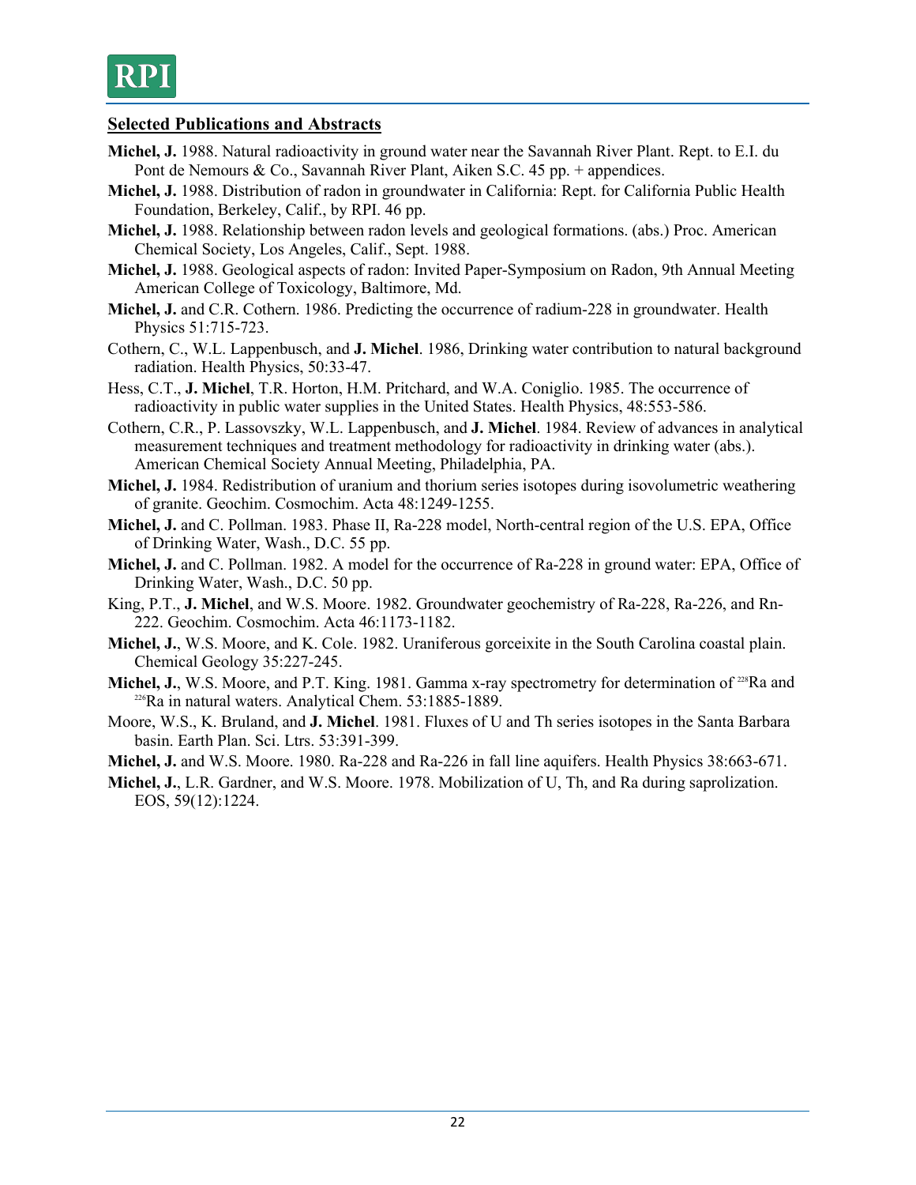**Selected Publications and Abstracts**

**Michel, J.** 1988. Natural radioactivity in ground water near the Savannah River Plant. Rept. to E.I. du Pont de Nemours & Co., Savannah River Plant, Aiken S.C. 45 pp. + appendices.

**Michel, J.** 1988. Distribution of radon in groundwater in California: Rept. for California Public Health Foundation, Berkeley, Calif., by RPI. 46 pp.

**Michel, J.** 1988. Relationship between radon levels and geological formations. (abs.) Proc. American Chemical Society, Los Angeles, Calif., Sept. 1988.

**Michel, J.** 1988. Geological aspects of radon: Invited Paper-Symposium on Radon, 9th Annual Meeting American College of Toxicology, Baltimore, Md.

**Michel, J.** and C.R. Cothern. 1986. Predicting the occurrence of radium-228 in groundwater. Health Physics 51:715-723.

Cothern, C., W.L. Lappenbusch, and **J. Michel**. 1986, Drinking water contribution to natural background radiation. Health Physics, 50:33-47.

Hess, C.T., **J. Michel**, T.R. Horton, H.M. Pritchard, and W.A. Coniglio. 1985. The occurrence of radioactivity in public water supplies in the United States. Health Physics, 48:553-586.

Cothern, C.R., P. Lassovszky, W.L. Lappenbusch, and **J. Michel**. 1984. Review of advances in analytical measurement techniques and treatment methodology for radioactivity in drinking water (abs.). American Chemical Society Annual Meeting, Philadelphia, PA.

**Michel, J.** 1984. Redistribution of uranium and thorium series isotopes during isovolumetric weathering of granite. Geochim. Cosmochim. Acta 48:1249-1255.

**Michel, J.** and C. Pollman. 1983. Phase II, Ra-228 model, North-central region of the U.S. EPA, Office of Drinking Water, Wash., D.C. 55 pp.

**Michel, J.** and C. Pollman. 1982. A model for the occurrence of Ra-228 in ground water: EPA, Office of Drinking Water, Wash., D.C. 50 pp.

King, P.T., **J. Michel**, and W.S. Moore. 1982. Groundwater geochemistry of Ra-228, Ra-226, and Rn-222. Geochim. Cosmochim. Acta 46:1173-1182.

**Michel, J.**, W.S. Moore, and K. Cole. 1982. Uraniferous gorceixite in the South Carolina coastal plain. Chemical Geology 35:227-245.

**Michel, J.**, W.S. Moore, and P.T. King. 1981. Gamma x-ray spectrometry for determination of $^{228}$Ra and $^{226}$Ra in natural waters. Analytical Chem. 53:1885-1889.

Moore, W.S., K. Bruland, and **J. Michel**. 1981. Fluxes of U and Th series isotopes in the Santa Barbara basin. Earth Plan. Sci. Ltrs. 53:391-399.

**Michel, J.** and W.S. Moore. 1980. Ra-228 and Ra-226 in fall line aquifers. Health Physics 38:663-671.

**Michel, J.**, L.R. Gardner, and W.S. Moore. 1978. Mobilization of U, Th, and Ra during saprolization. EOS, 59(12):1224.